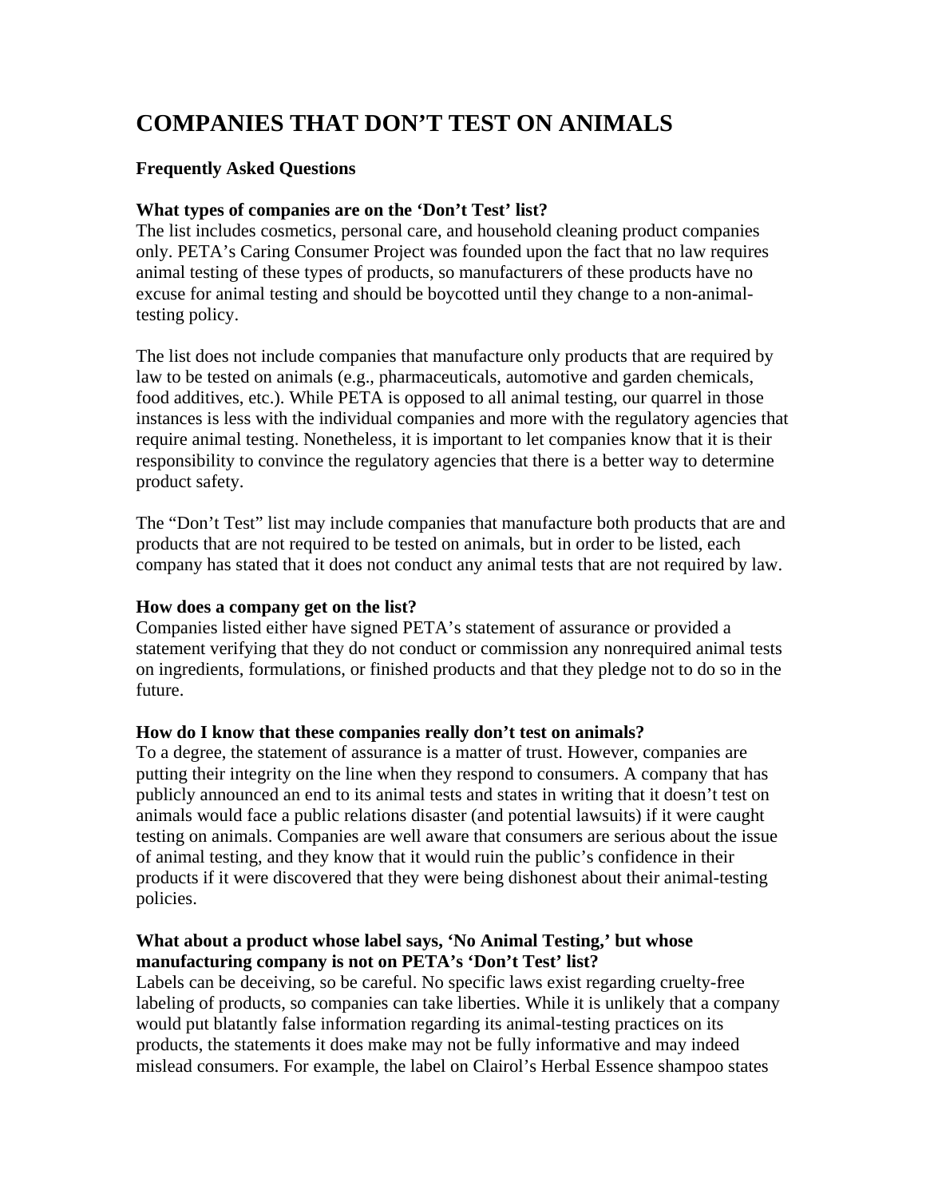# COMPANIES THAT DON'T TEST ON ANIMALS

**Frequently Asked Questions**

**What types of companies are on the 'Don't Test' list?**

The list includes cosmetics, personal care, and household cleaning product companies only. PETA's Caring Consumer Project was founded upon the fact that no law requires animal testing of these types of products, so manufacturers of these products have no excuse for animal testing and should be boycotted until they change to a non-animal-testing policy.

The list does not include companies that manufacture only products that are required by law to be tested on animals (e.g., pharmaceuticals, automotive and garden chemicals, food additives, etc.). While PETA is opposed to all animal testing, our quarrel in those instances is less with the individual companies and more with the regulatory agencies that require animal testing. Nonetheless, it is important to let companies know that it is their responsibility to convince the regulatory agencies that there is a better way to determine product safety.

The "Don't Test" list may include companies that manufacture both products that are and products that are not required to be tested on animals, but in order to be listed, each company has stated that it does not conduct any animal tests that are not required by law.

**How does a company get on the list?**

Companies listed either have signed PETA's statement of assurance or provided a statement verifying that they do not conduct or commission any nonrequired animal tests on ingredients, formulations, or finished products and that they pledge not to do so in the future.

**How do I know that these companies really don't test on animals?**

To a degree, the statement of assurance is a matter of trust. However, companies are putting their integrity on the line when they respond to consumers. A company that has publicly announced an end to its animal tests and states in writing that it doesn't test on animals would face a public relations disaster (and potential lawsuits) if it were caught testing on animals. Companies are well aware that consumers are serious about the issue of animal testing, and they know that it would ruin the public's confidence in their products if it were discovered that they were being dishonest about their animal-testing policies.

**What about a product whose label says, 'No Animal Testing,' but whose manufacturing company is not on PETA's 'Don't Test' list?**

Labels can be deceiving, so be careful. No specific laws exist regarding cruelty-free labeling of products, so companies can take liberties. While it is unlikely that a company would put blatantly false information regarding its animal-testing practices on its products, the statements it does make may not be fully informative and may indeed mislead consumers. For example, the label on Clairol's Herbal Essence shampoo states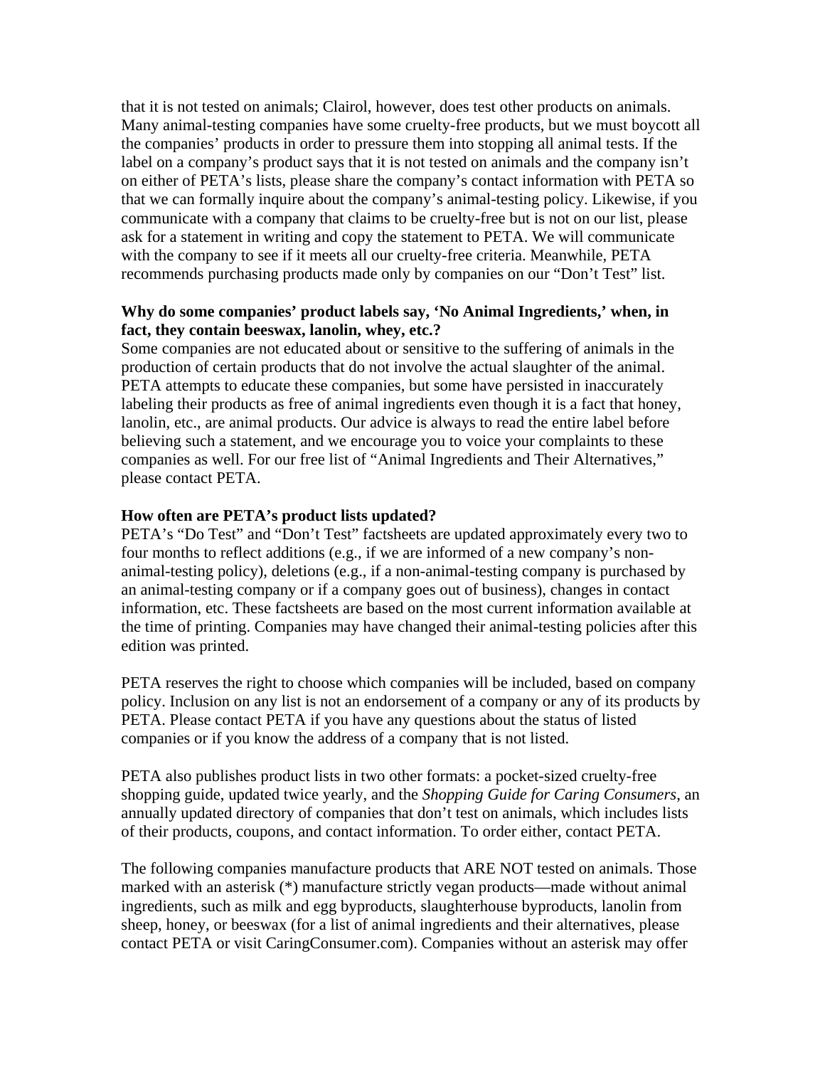that it is not tested on animals; Clairol, however, does test other products on animals. Many animal-testing companies have some cruelty-free products, but we must boycott all the companies' products in order to pressure them into stopping all animal tests. If the label on a company's product says that it is not tested on animals and the company isn't on either of PETA's lists, please share the company's contact information with PETA so that we can formally inquire about the company's animal-testing policy. Likewise, if you communicate with a company that claims to be cruelty-free but is not on our list, please ask for a statement in writing and copy the statement to PETA. We will communicate with the company to see if it meets all our cruelty-free criteria. Meanwhile, PETA recommends purchasing products made only by companies on our "Don't Test" list.

**Why do some companies' product labels say, 'No Animal Ingredients,' when, in fact, they contain beeswax, lanolin, whey, etc.?**

Some companies are not educated about or sensitive to the suffering of animals in the production of certain products that do not involve the actual slaughter of the animal. PETA attempts to educate these companies, but some have persisted in inaccurately labeling their products as free of animal ingredients even though it is a fact that honey, lanolin, etc., are animal products. Our advice is always to read the entire label before believing such a statement, and we encourage you to voice your complaints to these companies as well. For our free list of "Animal Ingredients and Their Alternatives," please contact PETA.

**How often are PETA's product lists updated?**

PETA's "Do Test" and "Don't Test" factsheets are updated approximately every two to four months to reflect additions (e.g., if we are informed of a new company's non-animal-testing policy), deletions (e.g., if a non-animal-testing company is purchased by an animal-testing company or if a company goes out of business), changes in contact information, etc. These factsheets are based on the most current information available at the time of printing. Companies may have changed their animal-testing policies after this edition was printed.

PETA reserves the right to choose which companies will be included, based on company policy. Inclusion on any list is not an endorsement of a company or any of its products by PETA. Please contact PETA if you have any questions about the status of listed companies or if you know the address of a company that is not listed.

PETA also publishes product lists in two other formats: a pocket-sized cruelty-free shopping guide, updated twice yearly, and the *Shopping Guide for Caring Consumers*, an annually updated directory of companies that don't test on animals, which includes lists of their products, coupons, and contact information. To order either, contact PETA.

The following companies manufacture products that ARE NOT tested on animals. Those marked with an asterisk (*) manufacture strictly vegan products—made without animal ingredients, such as milk and egg byproducts, slaughterhouse byproducts, lanolin from sheep, honey, or beeswax (for a list of animal ingredients and their alternatives, please contact PETA or visit CaringConsumer.com). Companies without an asterisk may offer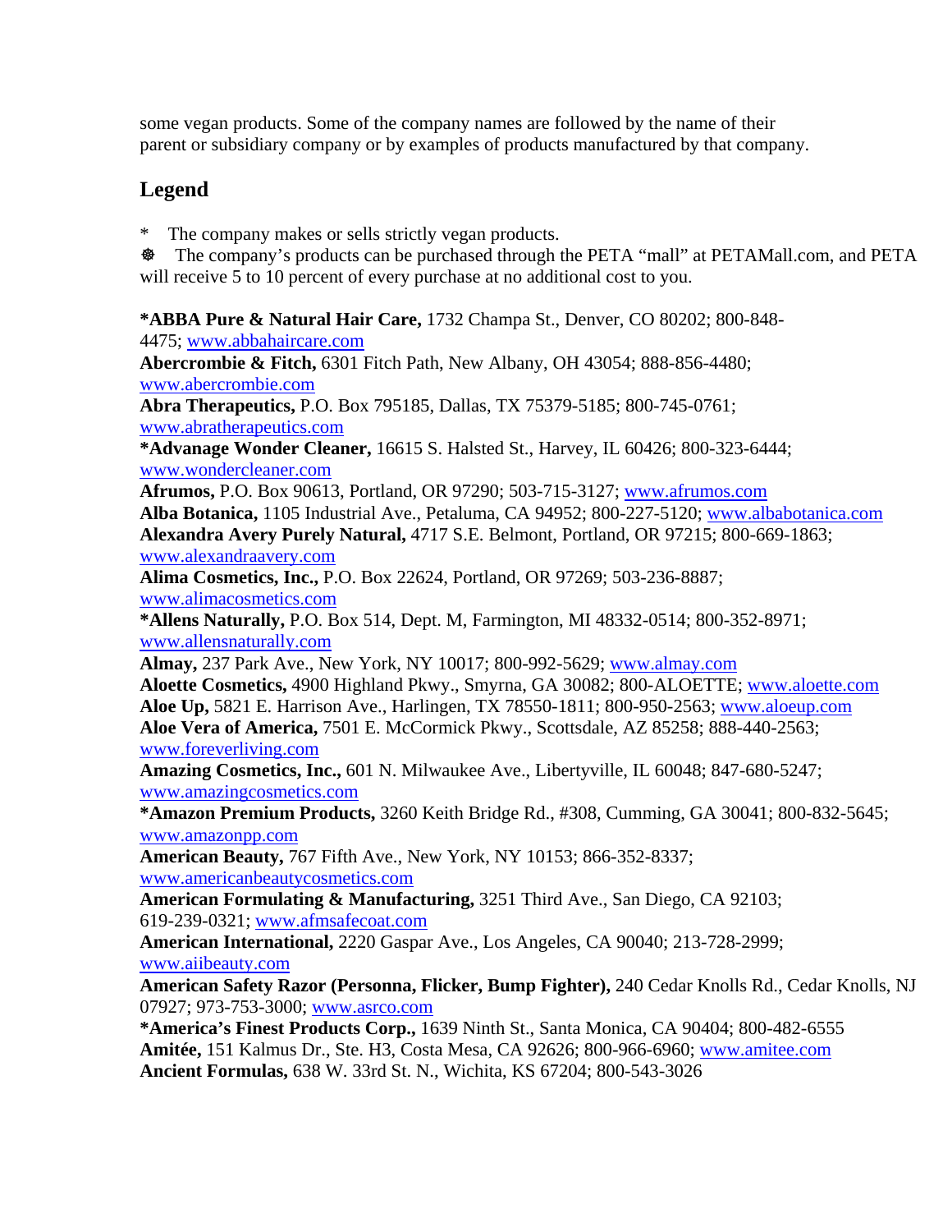some vegan products. Some of the company names are followed by the name of their parent or subsidiary company or by examples of products manufactured by that company.

## Legend

* The company makes or sells strictly vegan products.

☸ The company's products can be purchased through the PETA "mall" at PETAMall.com, and PETA will receive 5 to 10 percent of every purchase at no additional cost to you.

**\*ABBA Pure & Natural Hair Care,** 1732 Champa St., Denver, CO 80202; 800-848-4475; www.abbahaircare.com
**Abercrombie & Fitch,** 6301 Fitch Path, New Albany, OH 43054; 888-856-4480; www.abercrombie.com
**Abra Therapeutics,** P.O. Box 795185, Dallas, TX 75379-5185; 800-745-0761; www.abratherapeutics.com
**\*Advanage Wonder Cleaner,** 16615 S. Halsted St., Harvey, IL 60426; 800-323-6444; www.wondercleaner.com
**Afrumos,** P.O. Box 90613, Portland, OR 97290; 503-715-3127; www.afrumos.com
**Alba Botanica,** 1105 Industrial Ave., Petaluma, CA 94952; 800-227-5120; www.albabotanica.com
**Alexandra Avery Purely Natural,** 4717 S.E. Belmont, Portland, OR 97215; 800-669-1863; www.alexandraavery.com
**Alima Cosmetics, Inc.,** P.O. Box 22624, Portland, OR 97269; 503-236-8887; www.alimacosmetics.com
**\*Allens Naturally,** P.O. Box 514, Dept. M, Farmington, MI 48332-0514; 800-352-8971; www.allensnaturally.com
**Almay,** 237 Park Ave., New York, NY 10017; 800-992-5629; www.almay.com
**Aloette Cosmetics,** 4900 Highland Pkwy., Smyrna, GA 30082; 800-ALOETTE; www.aloette.com
**Aloe Up,** 5821 E. Harrison Ave., Harlingen, TX 78550-1811; 800-950-2563; www.aloeup.com
**Aloe Vera of America,** 7501 E. McCormick Pkwy., Scottsdale, AZ 85258; 888-440-2563; www.foreverliving.com
**Amazing Cosmetics, Inc.,** 601 N. Milwaukee Ave., Libertyville, IL 60048; 847-680-5247; www.amazingcosmetics.com
**\*Amazon Premium Products,** 3260 Keith Bridge Rd., #308, Cumming, GA 30041; 800-832-5645; www.amazonpp.com
**American Beauty,** 767 Fifth Ave., New York, NY 10153; 866-352-8337; www.americanbeautycosmetics.com
**American Formulating & Manufacturing,** 3251 Third Ave., San Diego, CA 92103; 619-239-0321; www.afmsafecoat.com
**American International,** 2220 Gaspar Ave., Los Angeles, CA 90040; 213-728-2999; www.aiibeauty.com
**American Safety Razor (Personna, Flicker, Bump Fighter),** 240 Cedar Knolls Rd., Cedar Knolls, NJ 07927; 973-753-3000; www.asrco.com
**\*America's Finest Products Corp.,** 1639 Ninth St., Santa Monica, CA 90404; 800-482-6555
**Amitée,** 151 Kalmus Dr., Ste. H3, Costa Mesa, CA 92626; 800-966-6960; www.amitee.com
**Ancient Formulas,** 638 W. 33rd St. N., Wichita, KS 67204; 800-543-3026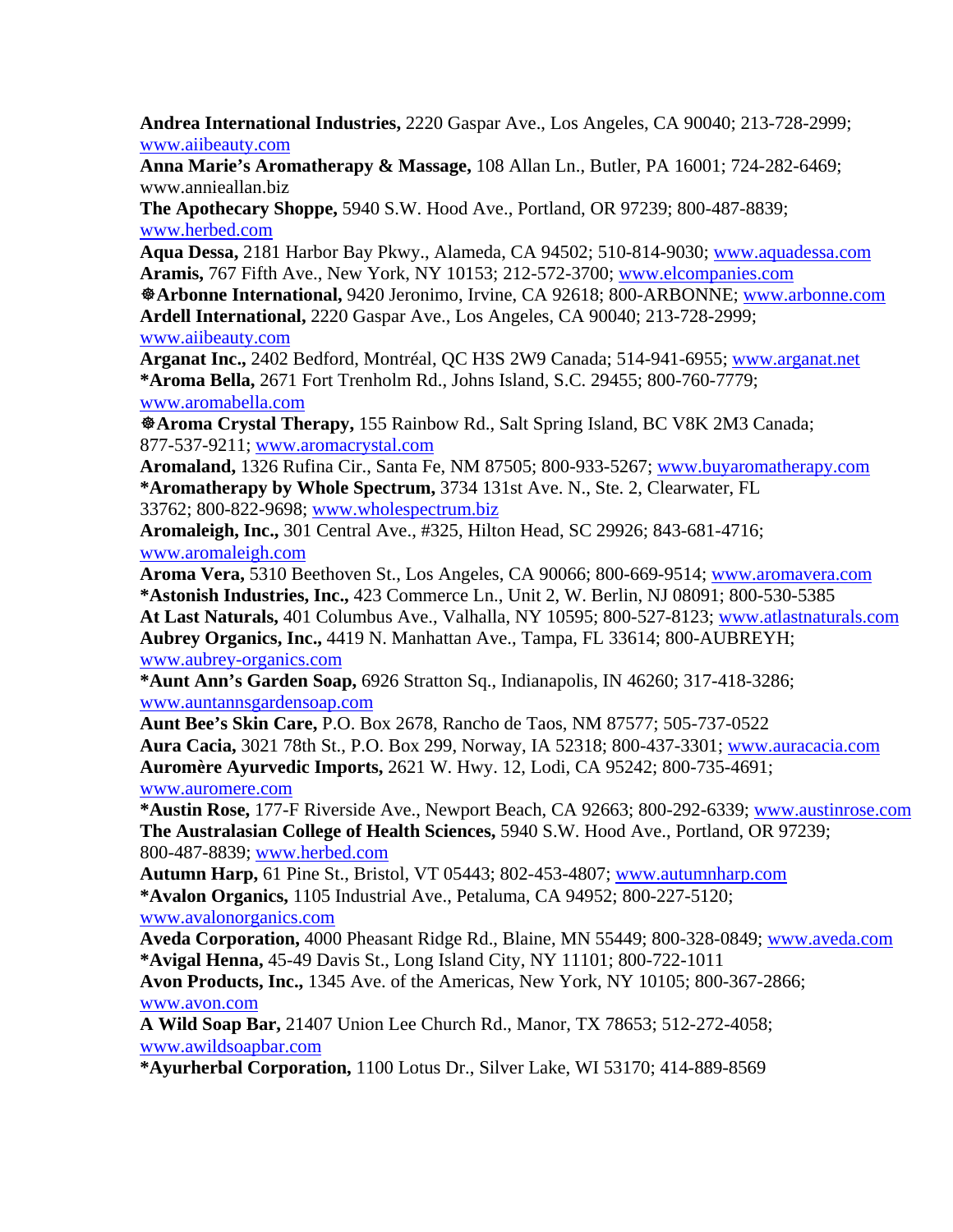**Andrea International Industries,** 2220 Gaspar Ave., Los Angeles, CA 90040; 213-728-2999; www.aiibeauty.com

**Anna Marie's Aromatherapy & Massage,** 108 Allan Ln., Butler, PA 16001; 724-282-6469; www.annieallan.biz

**The Apothecary Shoppe,** 5940 S.W. Hood Ave., Portland, OR 97239; 800-487-8839; www.herbed.com

**Aqua Dessa,** 2181 Harbor Bay Pkwy., Alameda, CA 94502; 510-814-9030; www.aquadessa.com

**Aramis,** 767 Fifth Ave., New York, NY 10153; 212-572-3700; www.elcompanies.com

☸**Arbonne International,** 9420 Jeronimo, Irvine, CA 92618; 800-ARBONNE; www.arbonne.com

**Ardell International,** 2220 Gaspar Ave., Los Angeles, CA 90040; 213-728-2999; www.aiibeauty.com

**Arganat Inc.,** 2402 Bedford, Montréal, QC H3S 2W9 Canada; 514-941-6955; www.arganat.net

***Aroma Bella,** 2671 Fort Trenholm Rd., Johns Island, S.C. 29455; 800-760-7779; www.aromabella.com

☸**Aroma Crystal Therapy,** 155 Rainbow Rd., Salt Spring Island, BC V8K 2M3 Canada; 877-537-9211; www.aromacrystal.com

**Aromaland,** 1326 Rufina Cir., Santa Fe, NM 87505; 800-933-5267; www.buyaromatherapy.com

***Aromatherapy by Whole Spectrum,** 3734 131st Ave. N., Ste. 2, Clearwater, FL 33762; 800-822-9698; www.wholespectrum.biz

**Aromaleigh, Inc.,** 301 Central Ave., #325, Hilton Head, SC 29926; 843-681-4716; www.aromaleigh.com

**Aroma Vera,** 5310 Beethoven St., Los Angeles, CA 90066; 800-669-9514; www.aromavera.com

***Astonish Industries, Inc.,** 423 Commerce Ln., Unit 2, W. Berlin, NJ 08091; 800-530-5385

**At Last Naturals,** 401 Columbus Ave., Valhalla, NY 10595; 800-527-8123; www.atlastnaturals.com

**Aubrey Organics, Inc.,** 4419 N. Manhattan Ave., Tampa, FL 33614; 800-AUBREYH; www.aubrey-organics.com

***Aunt Ann's Garden Soap,** 6926 Stratton Sq., Indianapolis, IN 46260; 317-418-3286; www.auntannsgardensoap.com

**Aunt Bee's Skin Care,** P.O. Box 2678, Rancho de Taos, NM 87577; 505-737-0522

**Aura Cacia,** 3021 78th St., P.O. Box 299, Norway, IA 52318; 800-437-3301; www.auracacia.com

**Auromère Ayurvedic Imports,** 2621 W. Hwy. 12, Lodi, CA 95242; 800-735-4691; www.auromere.com

***Austin Rose,** 177-F Riverside Ave., Newport Beach, CA 92663; 800-292-6339; www.austinrose.com

**The Australasian College of Health Sciences,** 5940 S.W. Hood Ave., Portland, OR 97239; 800-487-8839; www.herbed.com

**Autumn Harp,** 61 Pine St., Bristol, VT 05443; 802-453-4807; www.autumnharp.com

***Avalon Organics,** 1105 Industrial Ave., Petaluma, CA 94952; 800-227-5120; www.avalonorganics.com

**Aveda Corporation,** 4000 Pheasant Ridge Rd., Blaine, MN 55449; 800-328-0849; www.aveda.com

***Avigal Henna,** 45-49 Davis St., Long Island City, NY 11101; 800-722-1011

**Avon Products, Inc.,** 1345 Ave. of the Americas, New York, NY 10105; 800-367-2866; www.avon.com

**A Wild Soap Bar,** 21407 Union Lee Church Rd., Manor, TX 78653; 512-272-4058; www.awildsoapbar.com

***Ayurherbal Corporation,** 1100 Lotus Dr., Silver Lake, WI 53170; 414-889-8569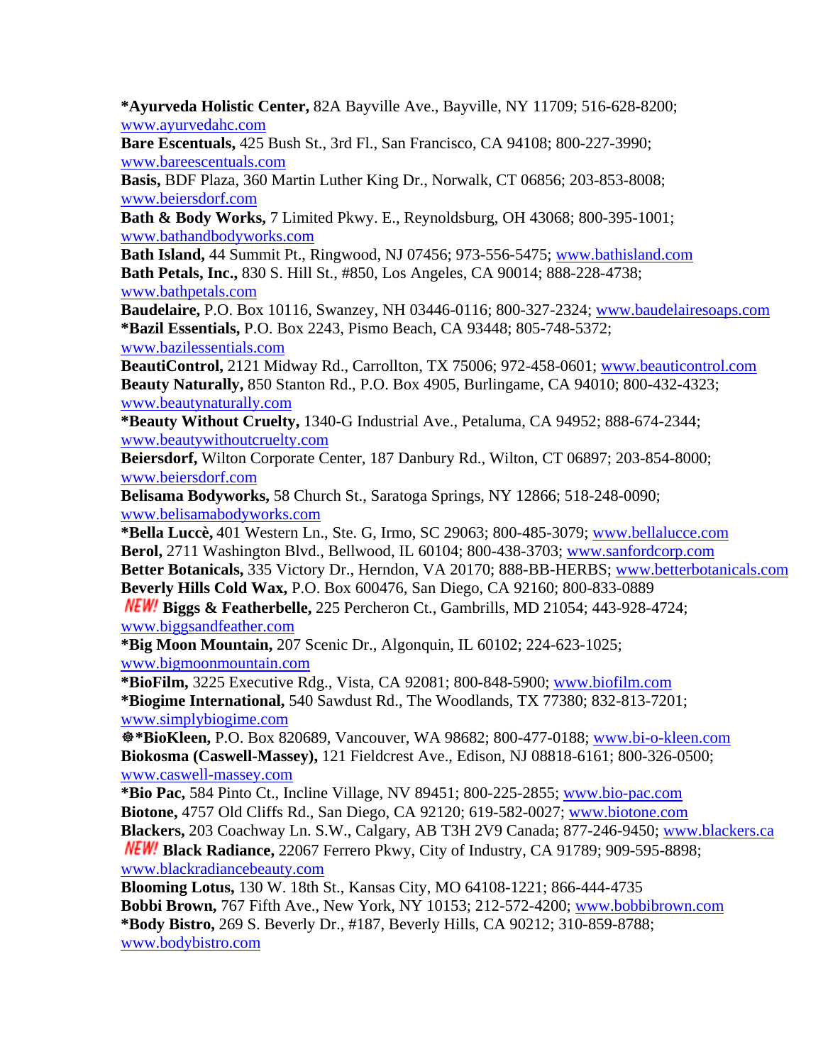**\*Ayurveda Holistic Center,** 82A Bayville Ave., Bayville, NY 11709; 516-628-8200; www.ayurvedahc.com

**Bare Escentuals,** 425 Bush St., 3rd Fl., San Francisco, CA 94108; 800-227-3990; www.bareescentuals.com

**Basis,** BDF Plaza, 360 Martin Luther King Dr., Norwalk, CT 06856; 203-853-8008; www.beiersdorf.com

**Bath & Body Works,** 7 Limited Pkwy. E., Reynoldsburg, OH 43068; 800-395-1001; www.bathandbodyworks.com

**Bath Island,** 44 Summit Pt., Ringwood, NJ 07456; 973-556-5475; www.bathisland.com

**Bath Petals, Inc.,** 830 S. Hill St., #850, Los Angeles, CA 90014; 888-228-4738; www.bathpetals.com

**Baudelaire,** P.O. Box 10116, Swanzey, NH 03446-0116; 800-327-2324; www.baudelairesoaps.com

**\*Bazil Essentials,** P.O. Box 2243, Pismo Beach, CA 93448; 805-748-5372; www.bazilessentials.com

**BeautiControl,** 2121 Midway Rd., Carrollton, TX 75006; 972-458-0601; www.beauticontrol.com

**Beauty Naturally,** 850 Stanton Rd., P.O. Box 4905, Burlingame, CA 94010; 800-432-4323; www.beautynaturally.com

**\*Beauty Without Cruelty,** 1340-G Industrial Ave., Petaluma, CA 94952; 888-674-2344; www.beautywithoutcruelty.com

**Beiersdorf,** Wilton Corporate Center, 187 Danbury Rd., Wilton, CT 06897; 203-854-8000; www.beiersdorf.com

**Belisama Bodyworks,** 58 Church St., Saratoga Springs, NY 12866; 518-248-0090; www.belisamabodyworks.com

**\*Bella Luccè,** 401 Western Ln., Ste. G, Irmo, SC 29063; 800-485-3079; www.bellalucce.com

**Berol,** 2711 Washington Blvd., Bellwood, IL 60104; 800-438-3703; www.sanfordcorp.com

**Better Botanicals,** 335 Victory Dr., Herndon, VA 20170; 888-BB-HERBS; www.betterbotanicals.com

**Beverly Hills Cold Wax,** P.O. Box 600476, San Diego, CA 92160; 800-833-0889

*NEW!* **Biggs & Featherbelle,** 225 Percheron Ct., Gambrills, MD 21054; 443-928-4724; www.biggsandfeather.com

**\*Big Moon Mountain,** 207 Scenic Dr., Algonquin, IL 60102; 224-623-1025; www.bigmoonmountain.com

**\*BioFilm,** 3225 Executive Rdg., Vista, CA 92081; 800-848-5900; www.biofilm.com

**\*Biogime International,** 540 Sawdust Rd., The Woodlands, TX 77380; 832-813-7201; www.simplybiogime.com

❁**\*BioKleen,** P.O. Box 820689, Vancouver, WA 98682; 800-477-0188; www.bi-o-kleen.com

**Biokosma (Caswell-Massey),** 121 Fieldcrest Ave., Edison, NJ 08818-6161; 800-326-0500; www.caswell-massey.com

**\*Bio Pac,** 584 Pinto Ct., Incline Village, NV 89451; 800-225-2855; www.bio-pac.com

**Biotone,** 4757 Old Cliffs Rd., San Diego, CA 92120; 619-582-0027; www.biotone.com

**Blackers,** 203 Coachway Ln. S.W., Calgary, AB T3H 2V9 Canada; 877-246-9450; www.blackers.ca

*NEW!* **Black Radiance,** 22067 Ferrero Pkwy, City of Industry, CA 91789; 909-595-8898; www.blackradiancebeauty.com

**Blooming Lotus,** 130 W. 18th St., Kansas City, MO 64108-1221; 866-444-4735

**Bobbi Brown,** 767 Fifth Ave., New York, NY 10153; 212-572-4200; www.bobbibrown.com

**\*Body Bistro,** 269 S. Beverly Dr., #187, Beverly Hills, CA 90212; 310-859-8788; www.bodybistro.com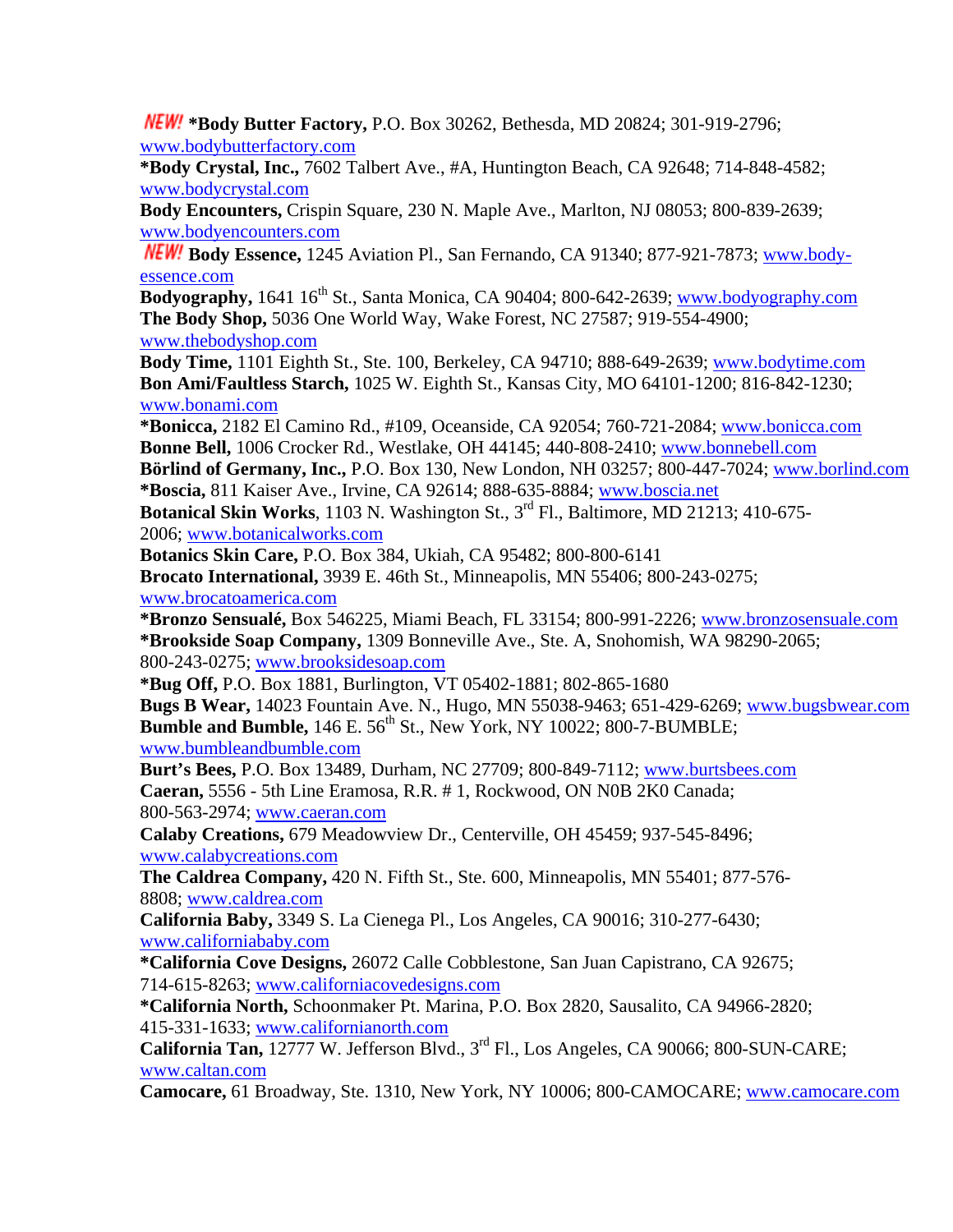NEW! **\*Body Butter Factory,** P.O. Box 30262, Bethesda, MD 20824; 301-919-2796; www.bodybutterfactory.com

**\*Body Crystal, Inc.,** 7602 Talbert Ave., #A, Huntington Beach, CA 92648; 714-848-4582; www.bodycrystal.com

**Body Encounters,** Crispin Square, 230 N. Maple Ave., Marlton, NJ 08053; 800-839-2639; www.bodyencounters.com

NEW! **Body Essence,** 1245 Aviation Pl., San Fernando, CA 91340; 877-921-7873; www.body-essence.com

**Bodyography,** 1641 16th St., Santa Monica, CA 90404; 800-642-2639; www.bodyography.com

**The Body Shop,** 5036 One World Way, Wake Forest, NC 27587; 919-554-4900; www.thebodyshop.com

**Body Time,** 1101 Eighth St., Ste. 100, Berkeley, CA 94710; 888-649-2639; www.bodytime.com

**Bon Ami/Faultless Starch,** 1025 W. Eighth St., Kansas City, MO 64101-1200; 816-842-1230; www.bonami.com

**\*Bonicca,** 2182 El Camino Rd., #109, Oceanside, CA 92054; 760-721-2084; www.bonicca.com

**Bonne Bell,** 1006 Crocker Rd., Westlake, OH 44145; 440-808-2410; www.bonnebell.com

**Börlind of Germany, Inc.,** P.O. Box 130, New London, NH 03257; 800-447-7024; www.borlind.com

**\*Boscia,** 811 Kaiser Ave., Irvine, CA 92614; 888-635-8884; www.boscia.net

**Botanical Skin Works**, 1103 N. Washington St., 3rd Fl., Baltimore, MD 21213; 410-675-2006; www.botanicalworks.com

**Botanics Skin Care,** P.O. Box 384, Ukiah, CA 95482; 800-800-6141

**Brocato International,** 3939 E. 46th St., Minneapolis, MN 55406; 800-243-0275; www.brocatoamerica.com

**\*Bronzo Sensualé,** Box 546225, Miami Beach, FL 33154; 800-991-2226; www.bronzosensuale.com

**\*Brookside Soap Company,** 1309 Bonneville Ave., Ste. A, Snohomish, WA 98290-2065; 800-243-0275; www.brooksidesoap.com

**\*Bug Off,** P.O. Box 1881, Burlington, VT 05402-1881; 802-865-1680

**Bugs B Wear,** 14023 Fountain Ave. N., Hugo, MN 55038-9463; 651-429-6269; www.bugsbwear.com

**Bumble and Bumble,** 146 E. 56th St., New York, NY 10022; 800-7-BUMBLE; www.bumbleandbumble.com

**Burt's Bees,** P.O. Box 13489, Durham, NC 27709; 800-849-7112; www.burtsbees.com

**Caeran,** 5556 - 5th Line Eramosa, R.R. # 1, Rockwood, ON N0B 2K0 Canada; 800-563-2974; www.caeran.com

**Calaby Creations,** 679 Meadowview Dr., Centerville, OH 45459; 937-545-8496; www.calabycreations.com

**The Caldrea Company,** 420 N. Fifth St., Ste. 600, Minneapolis, MN 55401; 877-576-8808; www.caldrea.com

**California Baby,** 3349 S. La Cienega Pl., Los Angeles, CA 90016; 310-277-6430; www.californiababy.com

**\*California Cove Designs,** 26072 Calle Cobblestone, San Juan Capistrano, CA 92675; 714-615-8263; www.californiacovedesigns.com

**\*California North,** Schoonmaker Pt. Marina, P.O. Box 2820, Sausalito, CA 94966-2820; 415-331-1633; www.californianorth.com

**California Tan,** 12777 W. Jefferson Blvd., 3rd Fl., Los Angeles, CA 90066; 800-SUN-CARE; www.caltan.com

**Camocare,** 61 Broadway, Ste. 1310, New York, NY 10006; 800-CAMOCARE; www.camocare.com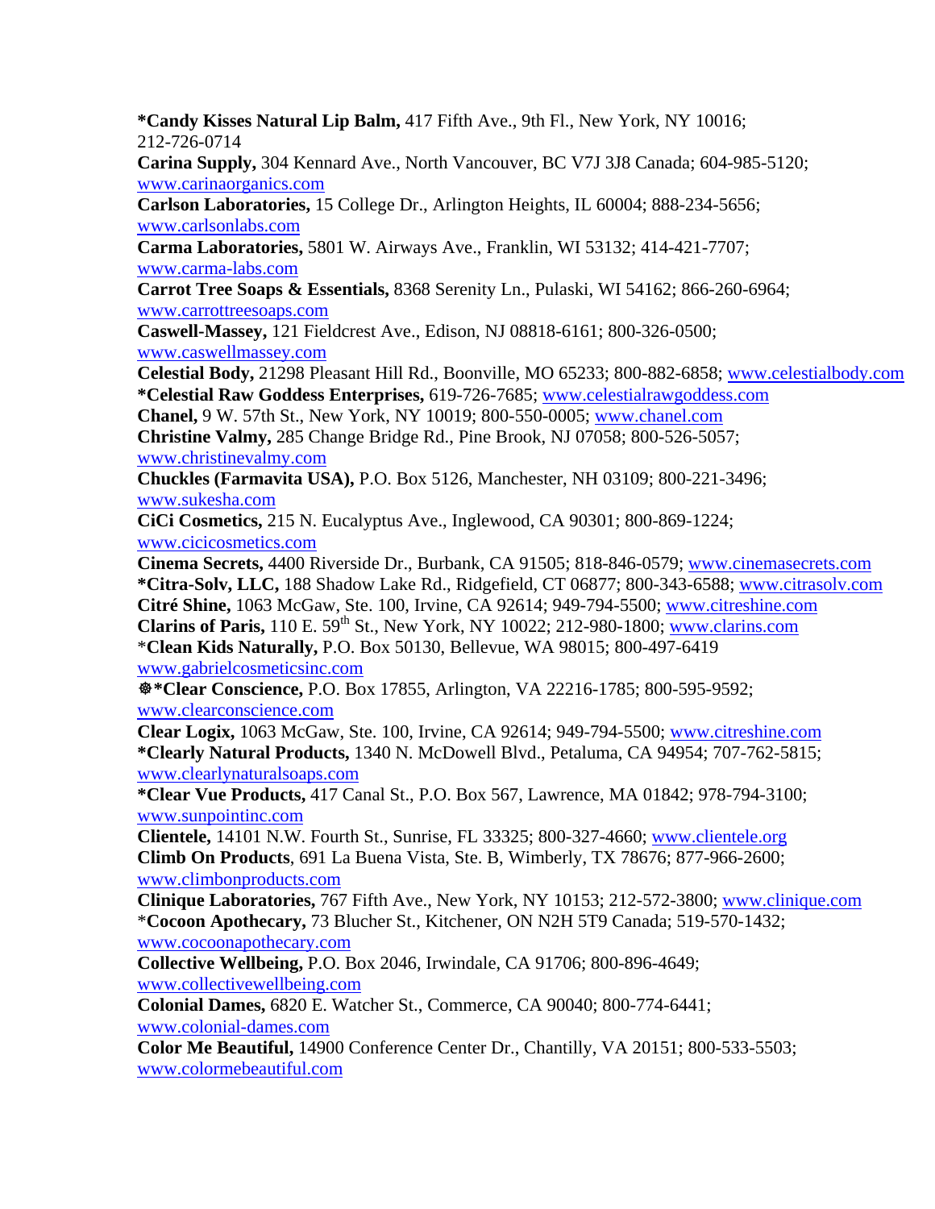**\*Candy Kisses Natural Lip Balm,** 417 Fifth Ave., 9th Fl., New York, NY 10016; 212-726-0714

**Carina Supply,** 304 Kennard Ave., North Vancouver, BC V7J 3J8 Canada; 604-985-5120; www.carinaorganics.com

**Carlson Laboratories,** 15 College Dr., Arlington Heights, IL 60004; 888-234-5656; www.carlsonlabs.com

**Carma Laboratories,** 5801 W. Airways Ave., Franklin, WI 53132; 414-421-7707; www.carma-labs.com

**Carrot Tree Soaps & Essentials,** 8368 Serenity Ln., Pulaski, WI 54162; 866-260-6964; www.carrottreesoaps.com

**Caswell-Massey,** 121 Fieldcrest Ave., Edison, NJ 08818-6161; 800-326-0500; www.caswellmassey.com

**Celestial Body,** 21298 Pleasant Hill Rd., Boonville, MO 65233; 800-882-6858; www.celestialbody.com

**\*Celestial Raw Goddess Enterprises,** 619-726-7685; www.celestialrawgoddess.com

**Chanel,** 9 W. 57th St., New York, NY 10019; 800-550-0005; www.chanel.com

**Christine Valmy,** 285 Change Bridge Rd., Pine Brook, NJ 07058; 800-526-5057; www.christinevalmy.com

**Chuckles (Farmavita USA),** P.O. Box 5126, Manchester, NH 03109; 800-221-3496; www.sukesha.com

**CiCi Cosmetics,** 215 N. Eucalyptus Ave., Inglewood, CA 90301; 800-869-1224; www.cicicosmetics.com

**Cinema Secrets,** 4400 Riverside Dr., Burbank, CA 91505; 818-846-0579; www.cinemasecrets.com

**\*Citra-Solv, LLC,** 188 Shadow Lake Rd., Ridgefield, CT 06877; 800-343-6588; www.citrasolv.com

**Citré Shine,** 1063 McGaw, Ste. 100, Irvine, CA 92614; 949-794-5500; www.citreshine.com

**Clarins of Paris,** 110 E. 59th St., New York, NY 10022; 212-980-1800; www.clarins.com

\***Clean Kids Naturally,** P.O. Box 50130, Bellevue, WA 98015; 800-497-6419 www.gabrielcosmeticsinc.com

☸**\*Clear Conscience,** P.O. Box 17855, Arlington, VA 22216-1785; 800-595-9592; www.clearconscience.com

**Clear Logix,** 1063 McGaw, Ste. 100, Irvine, CA 92614; 949-794-5500; www.citreshine.com

**\*Clearly Natural Products,** 1340 N. McDowell Blvd., Petaluma, CA 94954; 707-762-5815; www.clearlynaturalsoaps.com

**\*Clear Vue Products,** 417 Canal St., P.O. Box 567, Lawrence, MA 01842; 978-794-3100; www.sunpointinc.com

**Clientele,** 14101 N.W. Fourth St., Sunrise, FL 33325; 800-327-4660; www.clientele.org

**Climb On Products**, 691 La Buena Vista, Ste. B, Wimberly, TX 78676; 877-966-2600; www.climbonproducts.com

**Clinique Laboratories,** 767 Fifth Ave., New York, NY 10153; 212-572-3800; www.clinique.com

\***Cocoon Apothecary,** 73 Blucher St., Kitchener, ON N2H 5T9 Canada; 519-570-1432; www.cocoonapothecary.com

**Collective Wellbeing,** P.O. Box 2046, Irwindale, CA 91706; 800-896-4649; www.collectivewellbeing.com

**Colonial Dames,** 6820 E. Watcher St., Commerce, CA 90040; 800-774-6441; www.colonial-dames.com

**Color Me Beautiful,** 14900 Conference Center Dr., Chantilly, VA 20151; 800-533-5503; www.colormebeautiful.com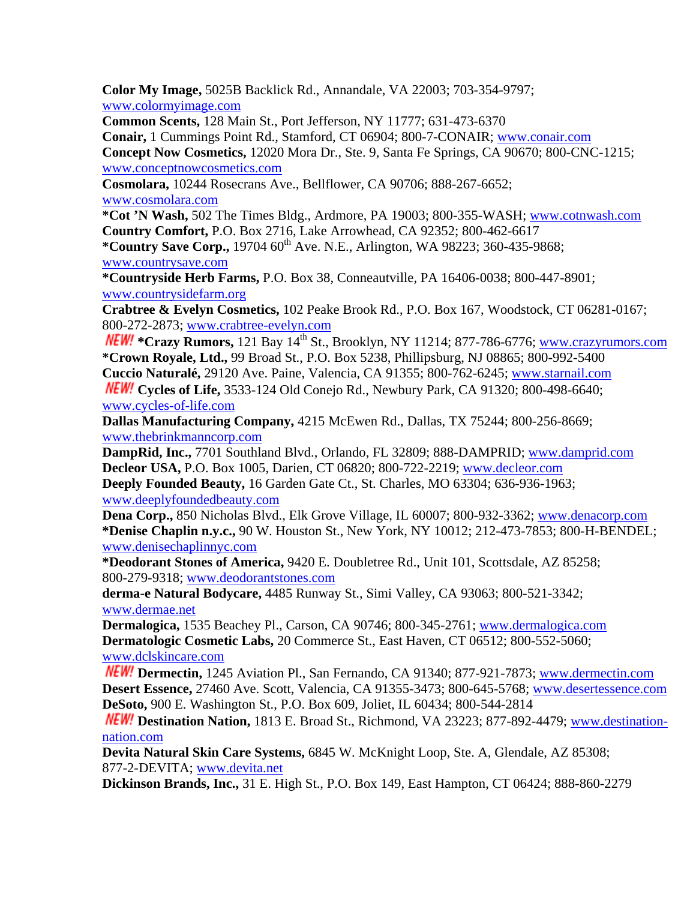**Color My Image,** 5025B Backlick Rd., Annandale, VA 22003; 703-354-9797; www.colormyimage.com

**Common Scents,** 128 Main St., Port Jefferson, NY 11777; 631-473-6370

**Conair,** 1 Cummings Point Rd., Stamford, CT 06904; 800-7-CONAIR; www.conair.com

**Concept Now Cosmetics,** 12020 Mora Dr., Ste. 9, Santa Fe Springs, CA 90670; 800-CNC-1215; www.conceptnowcosmetics.com

**Cosmolara,** 10244 Rosecrans Ave., Bellflower, CA 90706; 888-267-6652; www.cosmolara.com

**\*Cot 'N Wash,** 502 The Times Bldg., Ardmore, PA 19003; 800-355-WASH; www.cotnwash.com

**Country Comfort,** P.O. Box 2716, Lake Arrowhead, CA 92352; 800-462-6617

**\*Country Save Corp.,** 19704 60th Ave. N.E., Arlington, WA 98223; 360-435-9868; www.countrysave.com

**\*Countryside Herb Farms,** P.O. Box 38, Conneautville, PA 16406-0038; 800-447-8901; www.countrysidefarm.org

**Crabtree & Evelyn Cosmetics,** 102 Peake Brook Rd., P.O. Box 167, Woodstock, CT 06281-0167; 800-272-2873; www.crabtree-evelyn.com

*NEW!* **\*Crazy Rumors,** 121 Bay 14th St., Brooklyn, NY 11214; 877-786-6776; www.crazyrumors.com

**\*Crown Royale, Ltd.,** 99 Broad St., P.O. Box 5238, Phillipsburg, NJ 08865; 800-992-5400

**Cuccio Naturalé,** 29120 Ave. Paine, Valencia, CA 91355; 800-762-6245; www.starnail.com

*NEW!* **Cycles of Life,** 3533-124 Old Conejo Rd., Newbury Park, CA 91320; 800-498-6640; www.cycles-of-life.com

**Dallas Manufacturing Company,** 4215 McEwen Rd., Dallas, TX 75244; 800-256-8669; www.thebrinkmanncorp.com

**DampRid, Inc.,** 7701 Southland Blvd., Orlando, FL 32809; 888-DAMPRID; www.damprid.com

**Decleor USA,** P.O. Box 1005, Darien, CT 06820; 800-722-2219; www.decleor.com

**Deeply Founded Beauty,** 16 Garden Gate Ct., St. Charles, MO 63304; 636-936-1963; www.deeplyfoundedbeauty.com

**Dena Corp.,** 850 Nicholas Blvd., Elk Grove Village, IL 60007; 800-932-3362; www.denacorp.com

**\*Denise Chaplin n.y.c.,** 90 W. Houston St., New York, NY 10012; 212-473-7853; 800-H-BENDEL; www.denisechaplinnyc.com

**\*Deodorant Stones of America,** 9420 E. Doubletree Rd., Unit 101, Scottsdale, AZ 85258; 800-279-9318; www.deodorantstones.com

**derma-e Natural Bodycare,** 4485 Runway St., Simi Valley, CA 93063; 800-521-3342; www.dermae.net

**Dermalogica,** 1535 Beachey Pl., Carson, CA 90746; 800-345-2761; www.dermalogica.com

**Dermatologic Cosmetic Labs,** 20 Commerce St., East Haven, CT 06512; 800-552-5060; www.dclskincare.com

*NEW!* **Dermectin,** 1245 Aviation Pl., San Fernando, CA 91340; 877-921-7873; www.dermectin.com

**Desert Essence,** 27460 Ave. Scott, Valencia, CA 91355-3473; 800-645-5768; www.desertessence.com

**DeSoto,** 900 E. Washington St., P.O. Box 609, Joliet, IL 60434; 800-544-2814

*NEW!* **Destination Nation,** 1813 E. Broad St., Richmond, VA 23223; 877-892-4479; www.destination-nation.com

**Devita Natural Skin Care Systems,** 6845 W. McKnight Loop, Ste. A, Glendale, AZ 85308; 877-2-DEVITA; www.devita.net

**Dickinson Brands, Inc.,** 31 E. High St., P.O. Box 149, East Hampton, CT 06424; 888-860-2279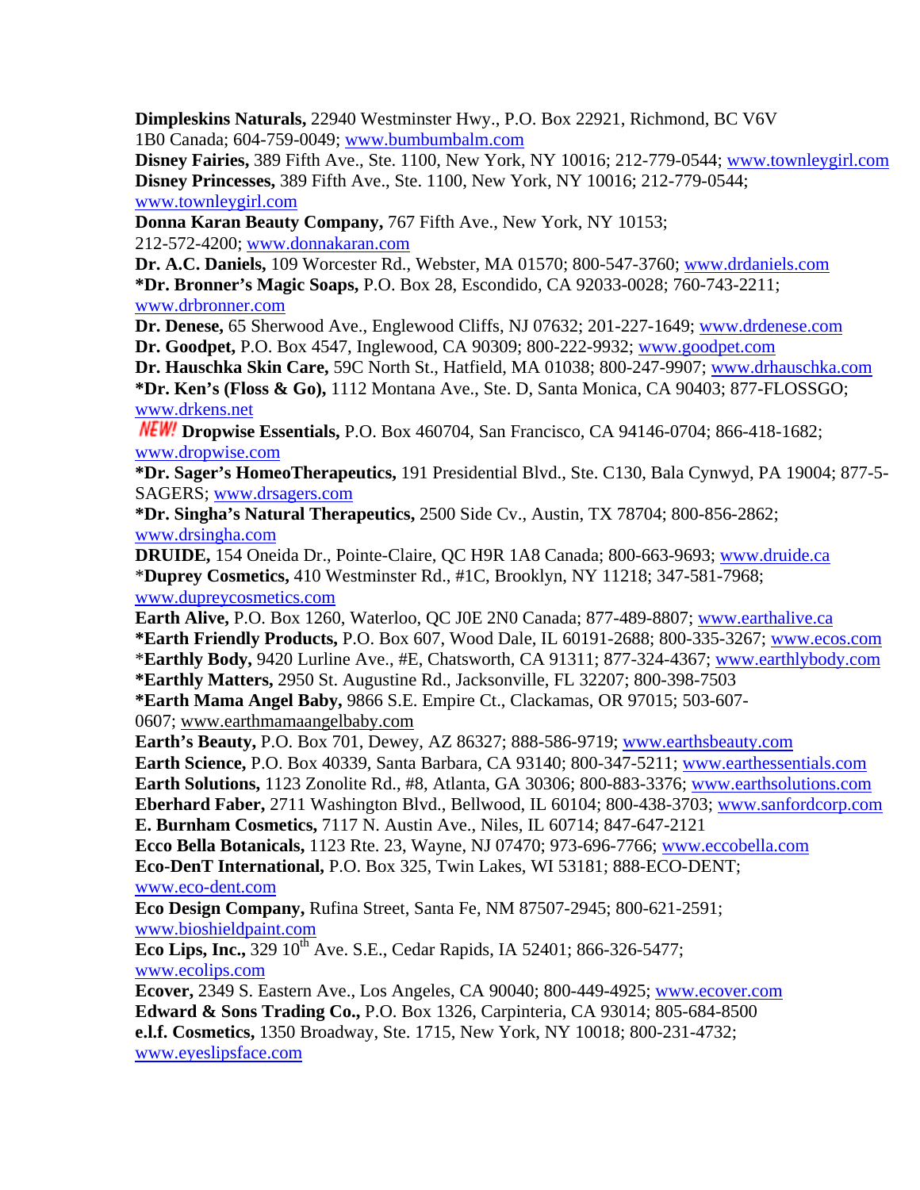**Dimpleskins Naturals,** 22940 Westminster Hwy., P.O. Box 22921, Richmond, BC V6V 1B0 Canada; 604-759-0049; www.bumbumbalm.com

**Disney Fairies,** 389 Fifth Ave., Ste. 1100, New York, NY 10016; 212-779-0544; www.townleygirl.com

**Disney Princesses,** 389 Fifth Ave., Ste. 1100, New York, NY 10016; 212-779-0544; www.townleygirl.com

**Donna Karan Beauty Company,** 767 Fifth Ave., New York, NY 10153; 212-572-4200; www.donnakaran.com

**Dr. A.C. Daniels,** 109 Worcester Rd., Webster, MA 01570; 800-547-3760; www.drdaniels.com

***Dr. Bronner's Magic Soaps,** P.O. Box 28, Escondido, CA 92033-0028; 760-743-2211; www.drbronner.com

**Dr. Denese,** 65 Sherwood Ave., Englewood Cliffs, NJ 07632; 201-227-1649; www.drdenese.com

**Dr. Goodpet,** P.O. Box 4547, Inglewood, CA 90309; 800-222-9932; www.goodpet.com

**Dr. Hauschka Skin Care,** 59C North St., Hatfield, MA 01038; 800-247-9907; www.drhauschka.com

***Dr. Ken's (Floss & Go),** 1112 Montana Ave., Ste. D, Santa Monica, CA 90403; 877-FLOSSGO; www.drkens.net

*NEW!* **Dropwise Essentials,** P.O. Box 460704, San Francisco, CA 94146-0704; 866-418-1682; www.dropwise.com

***Dr. Sager's HomeoTherapeutics,** 191 Presidential Blvd., Ste. C130, Bala Cynwyd, PA 19004; 877-5-SAGERS; www.drsagers.com

***Dr. Singha's Natural Therapeutics,** 2500 Side Cv., Austin, TX 78704; 800-856-2862; www.drsingha.com

**DRUIDE,** 154 Oneida Dr., Pointe-Claire, QC H9R 1A8 Canada; 800-663-9693; www.druide.ca

***Duprey Cosmetics,** 410 Westminster Rd., #1C, Brooklyn, NY 11218; 347-581-7968; www.dupreycosmetics.com

**Earth Alive,** P.O. Box 1260, Waterloo, QC J0E 2N0 Canada; 877-489-8807; www.earthalive.ca

***Earth Friendly Products,** P.O. Box 607, Wood Dale, IL 60191-2688; 800-335-3267; www.ecos.com

***Earthly Body,** 9420 Lurline Ave., #E, Chatsworth, CA 91311; 877-324-4367; www.earthlybody.com

***Earthly Matters,** 2950 St. Augustine Rd., Jacksonville, FL 32207; 800-398-7503

***Earth Mama Angel Baby,** 9866 S.E. Empire Ct., Clackamas, OR 97015; 503-607-0607; www.earthmamaangelbaby.com

**Earth's Beauty,** P.O. Box 701, Dewey, AZ 86327; 888-586-9719; www.earthsbeauty.com

**Earth Science,** P.O. Box 40339, Santa Barbara, CA 93140; 800-347-5211; www.earthessentials.com

**Earth Solutions,** 1123 Zonolite Rd., #8, Atlanta, GA 30306; 800-883-3376; www.earthsolutions.com

**Eberhard Faber,** 2711 Washington Blvd., Bellwood, IL 60104; 800-438-3703; www.sanfordcorp.com

**E. Burnham Cosmetics,** 7117 N. Austin Ave., Niles, IL 60714; 847-647-2121

**Ecco Bella Botanicals,** 1123 Rte. 23, Wayne, NJ 07470; 973-696-7766; www.eccobella.com

**Eco-DenT International,** P.O. Box 325, Twin Lakes, WI 53181; 888-ECO-DENT; www.eco-dent.com

**Eco Design Company,** Rufina Street, Santa Fe, NM 87507-2945; 800-621-2591; www.bioshieldpaint.com

**Eco Lips, Inc.,** 329 10th Ave. S.E., Cedar Rapids, IA 52401; 866-326-5477; www.ecolips.com

**Ecover,** 2349 S. Eastern Ave., Los Angeles, CA 90040; 800-449-4925; www.ecover.com

**Edward & Sons Trading Co.,** P.O. Box 1326, Carpinteria, CA 93014; 805-684-8500

**e.l.f. Cosmetics,** 1350 Broadway, Ste. 1715, New York, NY 10018; 800-231-4732; www.eyeslipsface.com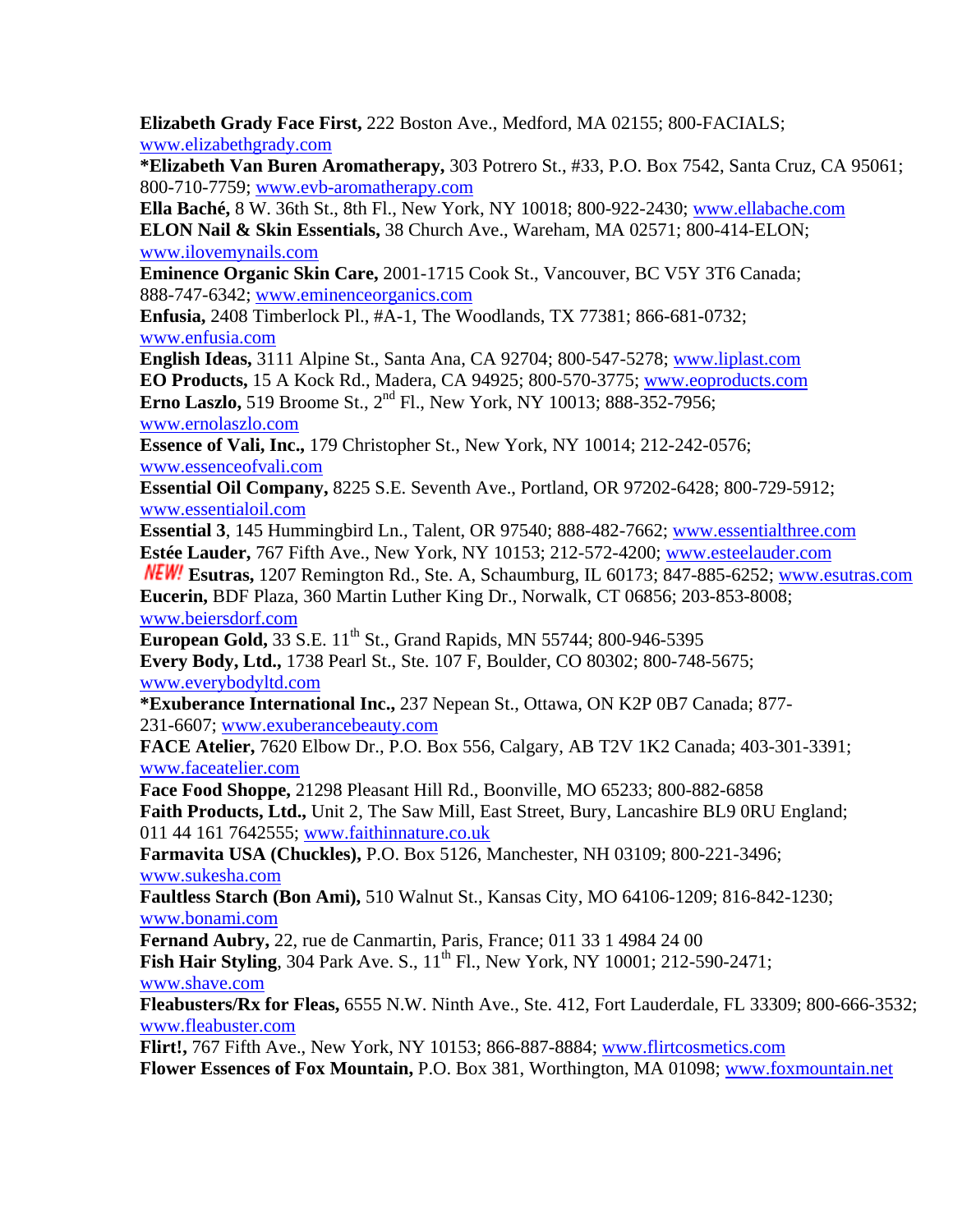**Elizabeth Grady Face First,** 222 Boston Ave., Medford, MA 02155; 800-FACIALS; www.elizabethgrady.com

***Elizabeth Van Buren Aromatherapy,** 303 Potrero St., #33, P.O. Box 7542, Santa Cruz, CA 95061; 800-710-7759; www.evb-aromatherapy.com

**Ella Baché,** 8 W. 36th St., 8th Fl., New York, NY 10018; 800-922-2430; www.ellabache.com

**ELON Nail & Skin Essentials,** 38 Church Ave., Wareham, MA 02571; 800-414-ELON; www.ilovemynails.com

**Eminence Organic Skin Care,** 2001-1715 Cook St., Vancouver, BC V5Y 3T6 Canada; 888-747-6342; www.eminenceorganics.com

**Enfusia,** 2408 Timberlock Pl., #A-1, The Woodlands, TX 77381; 866-681-0732; www.enfusia.com

**English Ideas,** 3111 Alpine St., Santa Ana, CA 92704; 800-547-5278; www.liplast.com

**EO Products,** 15 A Kock Rd., Madera, CA 94925; 800-570-3775; www.eoproducts.com

**Erno Laszlo,** 519 Broome St., 2nd Fl., New York, NY 10013; 888-352-7956; www.ernolaszlo.com

**Essence of Vali, Inc.,** 179 Christopher St., New York, NY 10014; 212-242-0576; www.essenceofvali.com

**Essential Oil Company,** 8225 S.E. Seventh Ave., Portland, OR 97202-6428; 800-729-5912; www.essentialoil.com

**Essential 3**, 145 Hummingbird Ln., Talent, OR 97540; 888-482-7662; www.essentialthree.com

**Estée Lauder,** 767 Fifth Ave., New York, NY 10153; 212-572-4200; www.esteelauder.com

*NEW!* **Esutras,** 1207 Remington Rd., Ste. A, Schaumburg, IL 60173; 847-885-6252; www.esutras.com

**Eucerin,** BDF Plaza, 360 Martin Luther King Dr., Norwalk, CT 06856; 203-853-8008; www.beiersdorf.com

**European Gold,** 33 S.E. 11th St., Grand Rapids, MN 55744; 800-946-5395

**Every Body, Ltd.,** 1738 Pearl St., Ste. 107 F, Boulder, CO 80302; 800-748-5675; www.everybodyltd.com

***Exuberance International Inc.,** 237 Nepean St., Ottawa, ON K2P 0B7 Canada; 877-231-6607; www.exuberancebeauty.com

**FACE Atelier,** 7620 Elbow Dr., P.O. Box 556, Calgary, AB T2V 1K2 Canada; 403-301-3391; www.faceatelier.com

**Face Food Shoppe,** 21298 Pleasant Hill Rd., Boonville, MO 65233; 800-882-6858

**Faith Products, Ltd.,** Unit 2, The Saw Mill, East Street, Bury, Lancashire BL9 0RU England; 011 44 161 7642555; www.faithinnature.co.uk

**Farmavita USA (Chuckles),** P.O. Box 5126, Manchester, NH 03109; 800-221-3496; www.sukesha.com

**Faultless Starch (Bon Ami),** 510 Walnut St., Kansas City, MO 64106-1209; 816-842-1230; www.bonami.com

**Fernand Aubry,** 22, rue de Canmartin, Paris, France; 011 33 1 4984 24 00

**Fish Hair Styling**, 304 Park Ave. S., 11th Fl., New York, NY 10001; 212-590-2471; www.shave.com

**Fleabusters/Rx for Fleas,** 6555 N.W. Ninth Ave., Ste. 412, Fort Lauderdale, FL 33309; 800-666-3532; www.fleabuster.com

**Flirt!,** 767 Fifth Ave., New York, NY 10153; 866-887-8884; www.flirtcosmetics.com

**Flower Essences of Fox Mountain,** P.O. Box 381, Worthington, MA 01098; www.foxmountain.net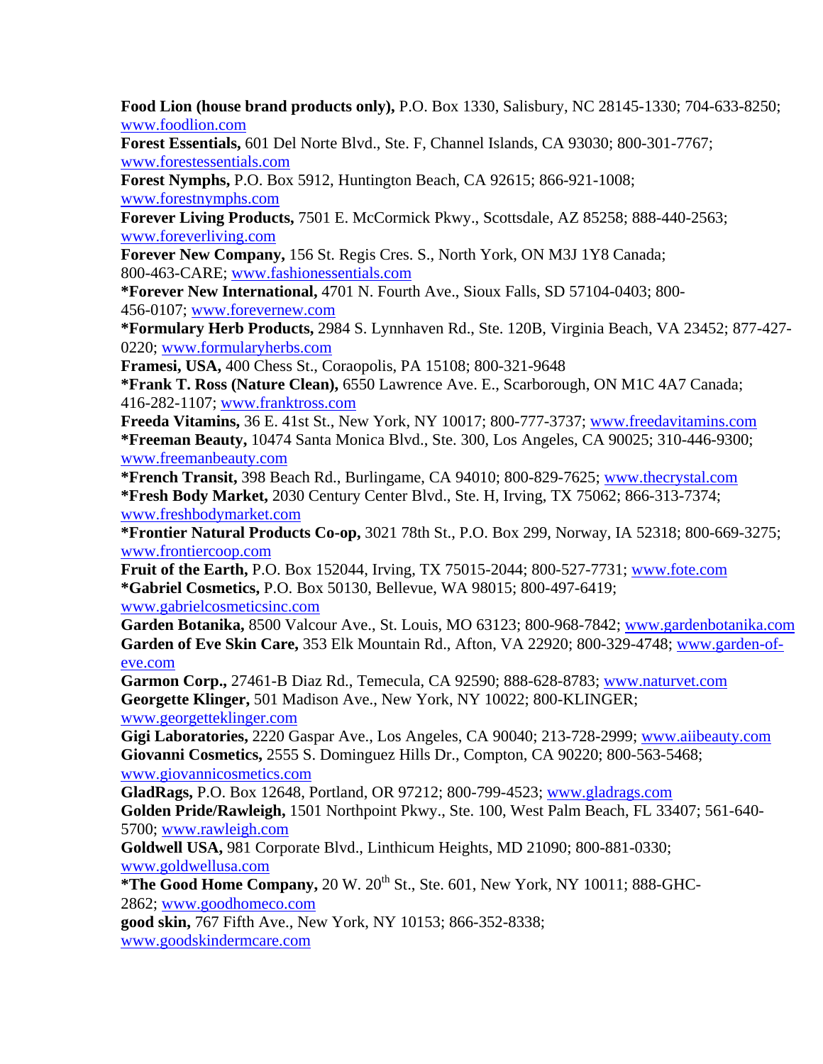**Food Lion (house brand products only),** P.O. Box 1330, Salisbury, NC 28145-1330; 704-633-8250; www.foodlion.com

**Forest Essentials,** 601 Del Norte Blvd., Ste. F, Channel Islands, CA 93030; 800-301-7767; www.forestessentials.com

**Forest Nymphs,** P.O. Box 5912, Huntington Beach, CA 92615; 866-921-1008; www.forestnymphs.com

**Forever Living Products,** 7501 E. McCormick Pkwy., Scottsdale, AZ 85258; 888-440-2563; www.foreverliving.com

**Forever New Company,** 156 St. Regis Cres. S., North York, ON M3J 1Y8 Canada; 800-463-CARE; www.fashionessentials.com

**\*Forever New International,** 4701 N. Fourth Ave., Sioux Falls, SD 57104-0403; 800-456-0107; www.forevernew.com

**\*Formulary Herb Products,** 2984 S. Lynnhaven Rd., Ste. 120B, Virginia Beach, VA 23452; 877-427-0220; www.formularyherbs.com

**Framesi, USA,** 400 Chess St., Coraopolis, PA 15108; 800-321-9648

**\*Frank T. Ross (Nature Clean),** 6550 Lawrence Ave. E., Scarborough, ON M1C 4A7 Canada; 416-282-1107; www.franktross.com

**Freeda Vitamins,** 36 E. 41st St., New York, NY 10017; 800-777-3737; www.freedavitamins.com

**\*Freeman Beauty,** 10474 Santa Monica Blvd., Ste. 300, Los Angeles, CA 90025; 310-446-9300; www.freemanbeauty.com

**\*French Transit,** 398 Beach Rd., Burlingame, CA 94010; 800-829-7625; www.thecrystal.com

**\*Fresh Body Market,** 2030 Century Center Blvd., Ste. H, Irving, TX 75062; 866-313-7374; www.freshbodymarket.com

**\*Frontier Natural Products Co-op,** 3021 78th St., P.O. Box 299, Norway, IA 52318; 800-669-3275; www.frontiercoop.com

**Fruit of the Earth,** P.O. Box 152044, Irving, TX 75015-2044; 800-527-7731; www.fote.com

**\*Gabriel Cosmetics,** P.O. Box 50130, Bellevue, WA 98015; 800-497-6419; www.gabrielcosmeticsinc.com

**Garden Botanika,** 8500 Valcour Ave., St. Louis, MO 63123; 800-968-7842; www.gardenbotanika.com

**Garden of Eve Skin Care,** 353 Elk Mountain Rd., Afton, VA 22920; 800-329-4748; www.garden-of-eve.com

**Garmon Corp.,** 27461-B Diaz Rd., Temecula, CA 92590; 888-628-8783; www.naturvet.com

**Georgette Klinger,** 501 Madison Ave., New York, NY 10022; 800-KLINGER; www.georgetteklinger.com

**Gigi Laboratories,** 2220 Gaspar Ave., Los Angeles, CA 90040; 213-728-2999; www.aiibeauty.com

**Giovanni Cosmetics,** 2555 S. Dominguez Hills Dr., Compton, CA 90220; 800-563-5468; www.giovannicosmetics.com

**GladRags,** P.O. Box 12648, Portland, OR 97212; 800-799-4523; www.gladrags.com

**Golden Pride/Rawleigh,** 1501 Northpoint Pkwy., Ste. 100, West Palm Beach, FL 33407; 561-640-5700; www.rawleigh.com

**Goldwell USA,** 981 Corporate Blvd., Linthicum Heights, MD 21090; 800-881-0330; www.goldwellusa.com

**\*The Good Home Company,** 20 W. 20th St., Ste. 601, New York, NY 10011; 888-GHC-2862; www.goodhomeco.com

**good skin,** 767 Fifth Ave., New York, NY 10153; 866-352-8338; www.goodskindermcare.com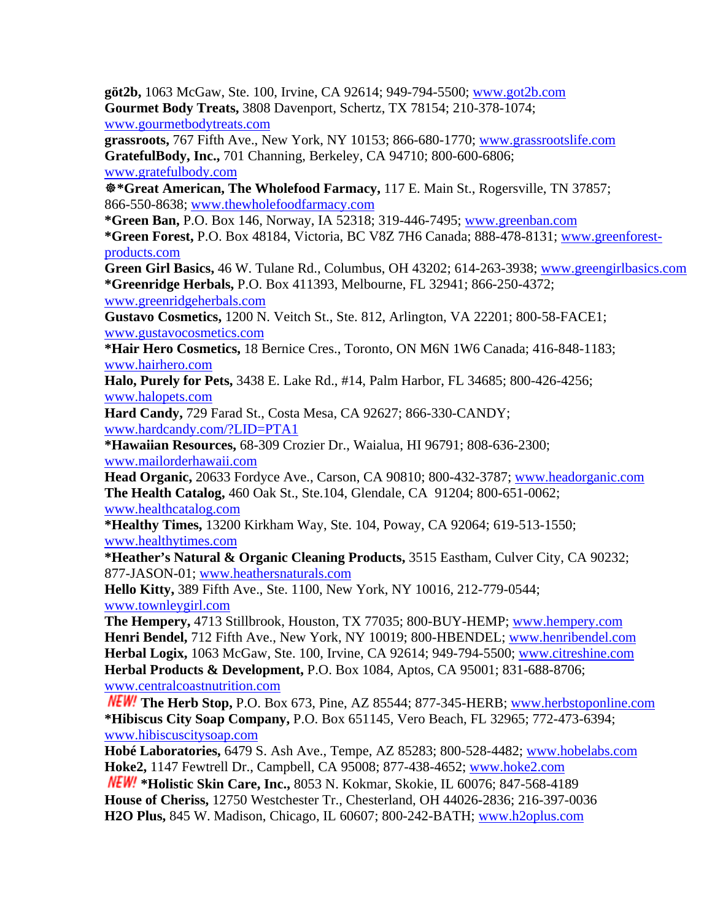**göt2b,** 1063 McGaw, Ste. 100, Irvine, CA 92614; 949-794-5500; www.got2b.com

**Gourmet Body Treats,** 3808 Davenport, Schertz, TX 78154; 210-378-1074; www.gourmetbodytreats.com

**grassroots,** 767 Fifth Ave., New York, NY 10153; 866-680-1770; www.grassrootslife.com

**GratefulBody, Inc.,** 701 Channing, Berkeley, CA 94710; 800-600-6806; www.gratefulbody.com

☸***Great American, The Wholefood Farmacy,** 117 E. Main St., Rogersville, TN 37857; 866-550-8638; www.thewholefoodfarmacy.com

***Green Ban,** P.O. Box 146, Norway, IA 52318; 319-446-7495; www.greenban.com

***Green Forest,** P.O. Box 48184, Victoria, BC V8Z 7H6 Canada; 888-478-8131; www.greenforest-products.com

**Green Girl Basics,** 46 W. Tulane Rd., Columbus, OH 43202; 614-263-3938; www.greengirlbasics.com

***Greenridge Herbals,** P.O. Box 411393, Melbourne, FL 32941; 866-250-4372; www.greenridgeherbals.com

**Gustavo Cosmetics,** 1200 N. Veitch St., Ste. 812, Arlington, VA 22201; 800-58-FACE1; www.gustavocosmetics.com

***Hair Hero Cosmetics,** 18 Bernice Cres., Toronto, ON M6N 1W6 Canada; 416-848-1183; www.hairhero.com

**Halo, Purely for Pets,** 3438 E. Lake Rd., #14, Palm Harbor, FL 34685; 800-426-4256; www.halopets.com

**Hard Candy,** 729 Farad St., Costa Mesa, CA 92627; 866-330-CANDY; www.hardcandy.com/?LID=PTA1

***Hawaiian Resources,** 68-309 Crozier Dr., Waialua, HI 96791; 808-636-2300; www.mailorderhawaii.com

**Head Organic,** 20633 Fordyce Ave., Carson, CA 90810; 800-432-3787; www.headorganic.com

**The Health Catalog,** 460 Oak St., Ste.104, Glendale, CA 91204; 800-651-0062; www.healthcatalog.com

***Healthy Times,** 13200 Kirkham Way, Ste. 104, Poway, CA 92064; 619-513-1550; www.healthytimes.com

***Heather's Natural & Organic Cleaning Products,** 3515 Eastham, Culver City, CA 90232; 877-JASON-01; www.heathersnaturals.com

**Hello Kitty,** 389 Fifth Ave., Ste. 1100, New York, NY 10016, 212-779-0544; www.townleygirl.com

**The Hempery,** 4713 Stillbrook, Houston, TX 77035; 800-BUY-HEMP; www.hempery.com

**Henri Bendel,** 712 Fifth Ave., New York, NY 10019; 800-HBENDEL; www.henribendel.com

**Herbal Logix,** 1063 McGaw, Ste. 100, Irvine, CA 92614; 949-794-5500; www.citreshine.com

**Herbal Products & Development,** P.O. Box 1084, Aptos, CA 95001; 831-688-8706; www.centralcoastnutrition.com

*NEW!* **The Herb Stop,** P.O. Box 673, Pine, AZ 85544; 877-345-HERB; www.herbstoponline.com

***Hibiscus City Soap Company,** P.O. Box 651145, Vero Beach, FL 32965; 772-473-6394; www.hibiscuscitysoap.com

**Hobé Laboratories,** 6479 S. Ash Ave., Tempe, AZ 85283; 800-528-4482; www.hobelabs.com

**Hoke2,** 1147 Fewtrell Dr., Campbell, CA 95008; 877-438-4652; www.hoke2.com

*NEW!* ***Holistic Skin Care, Inc.,** 8053 N. Kokmar, Skokie, IL 60076; 847-568-4189

**House of Cheriss,** 12750 Westchester Tr., Chesterland, OH 44026-2836; 216-397-0036

**H2O Plus,** 845 W. Madison, Chicago, IL 60607; 800-242-BATH; www.h2oplus.com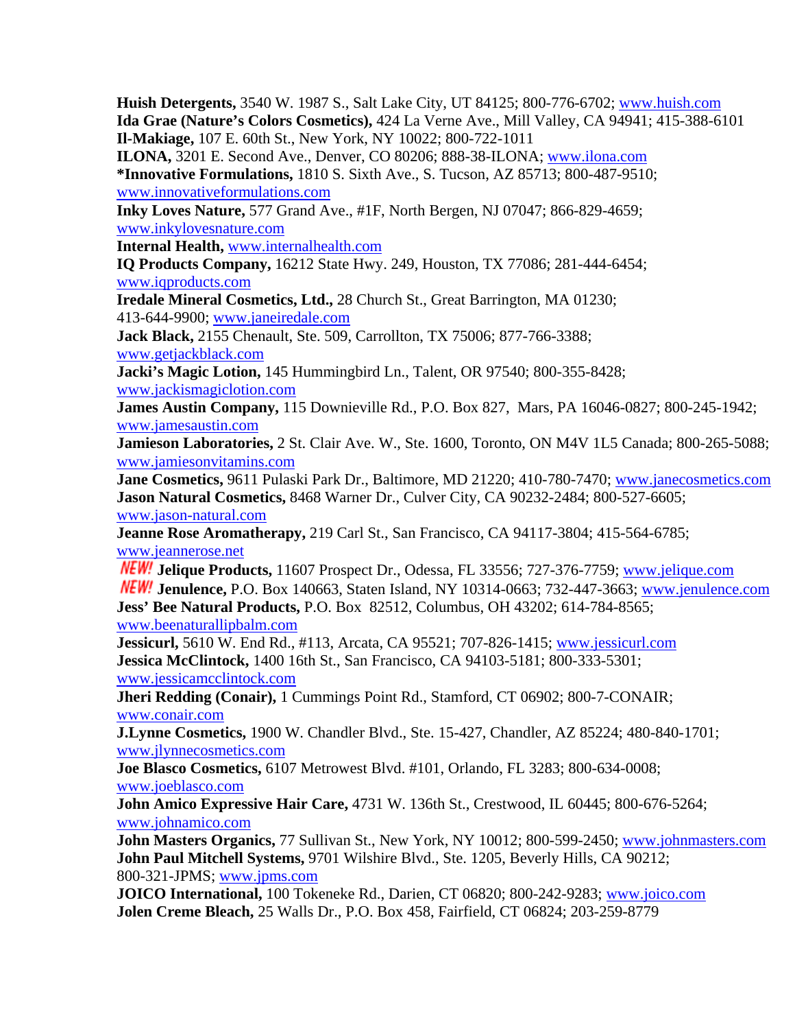**Huish Detergents,** 3540 W. 1987 S., Salt Lake City, UT 84125; 800-776-6702; www.huish.com
**Ida Grae (Nature's Colors Cosmetics),** 424 La Verne Ave., Mill Valley, CA 94941; 415-388-6101
**Il-Makiage,** 107 E. 60th St., New York, NY 10022; 800-722-1011
**ILONA,** 3201 E. Second Ave., Denver, CO 80206; 888-38-ILONA; www.ilona.com
**\*Innovative Formulations,** 1810 S. Sixth Ave., S. Tucson, AZ 85713; 800-487-9510; www.innovativeformulations.com
**Inky Loves Nature,** 577 Grand Ave., #1F, North Bergen, NJ 07047; 866-829-4659; www.inkylovesnature.com
**Internal Health,** www.internalhealth.com
**IQ Products Company,** 16212 State Hwy. 249, Houston, TX 77086; 281-444-6454; www.iqproducts.com
**Iredale Mineral Cosmetics, Ltd.,** 28 Church St., Great Barrington, MA 01230; 413-644-9900; www.janeiredale.com
**Jack Black,** 2155 Chenault, Ste. 509, Carrollton, TX 75006; 877-766-3388; www.getjackblack.com
**Jacki's Magic Lotion,** 145 Hummingbird Ln., Talent, OR 97540; 800-355-8428; www.jackismagiclotion.com
**James Austin Company,** 115 Downieville Rd., P.O. Box 827, Mars, PA 16046-0827; 800-245-1942; www.jamesaustin.com
**Jamieson Laboratories,** 2 St. Clair Ave. W., Ste. 1600, Toronto, ON M4V 1L5 Canada; 800-265-5088; www.jamiesonvitamins.com
**Jane Cosmetics,** 9611 Pulaski Park Dr., Baltimore, MD 21220; 410-780-7470; www.janecosmetics.com
**Jason Natural Cosmetics,** 8468 Warner Dr., Culver City, CA 90232-2484; 800-527-6605; www.jason-natural.com
**Jeanne Rose Aromatherapy,** 219 Carl St., San Francisco, CA 94117-3804; 415-564-6785; www.jeannerose.net
NEW! **Jelique Products,** 11607 Prospect Dr., Odessa, FL 33556; 727-376-7759; www.jelique.com
NEW! **Jenulence,** P.O. Box 140663, Staten Island, NY 10314-0663; 732-447-3663; www.jenulence.com
**Jess' Bee Natural Products,** P.O. Box 82512, Columbus, OH 43202; 614-784-8565; www.beenaturallipbalm.com
**Jessicurl,** 5610 W. End Rd., #113, Arcata, CA 95521; 707-826-1415; www.jessicurl.com
**Jessica McClintock,** 1400 16th St., San Francisco, CA 94103-5181; 800-333-5301; www.jessicamcclintock.com
**Jheri Redding (Conair),** 1 Cummings Point Rd., Stamford, CT 06902; 800-7-CONAIR; www.conair.com
**J.Lynne Cosmetics,** 1900 W. Chandler Blvd., Ste. 15-427, Chandler, AZ 85224; 480-840-1701; www.jlynnecosmetics.com
**Joe Blasco Cosmetics,** 6107 Metrowest Blvd. #101, Orlando, FL 3283; 800-634-0008; www.joeblasco.com
**John Amico Expressive Hair Care,** 4731 W. 136th St., Crestwood, IL 60445; 800-676-5264; www.johnamico.com
**John Masters Organics,** 77 Sullivan St., New York, NY 10012; 800-599-2450; www.johnmasters.com
**John Paul Mitchell Systems,** 9701 Wilshire Blvd., Ste. 1205, Beverly Hills, CA 90212; 800-321-JPMS; www.jpms.com
**JOICO International,** 100 Tokeneke Rd., Darien, CT 06820; 800-242-9283; www.joico.com
**Jolen Creme Bleach,** 25 Walls Dr., P.O. Box 458, Fairfield, CT 06824; 203-259-8779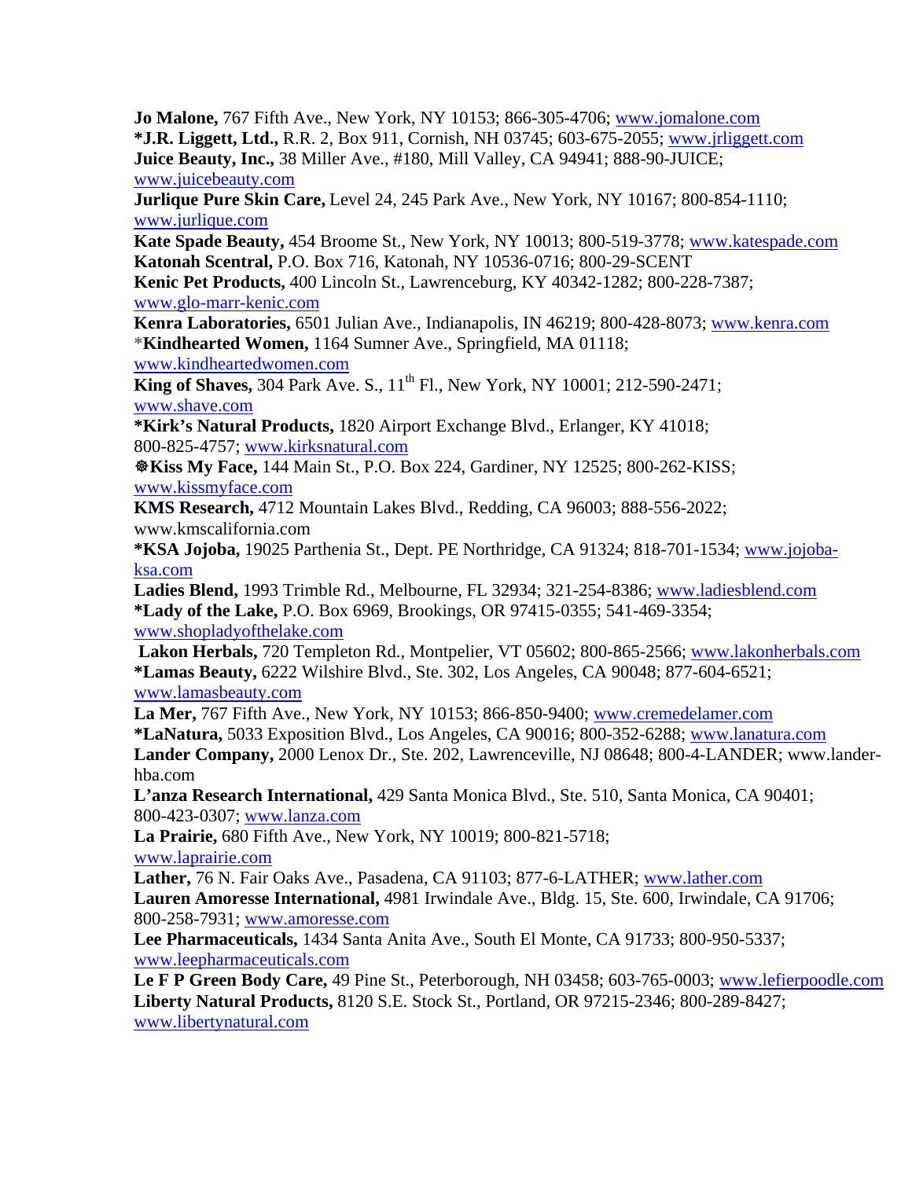**Jo Malone,** 767 Fifth Ave., New York, NY 10153; 866-305-4706; www.jomalone.com

***J.R. Liggett, Ltd.,** R.R. 2, Box 911, Cornish, NH 03745; 603-675-2055; www.jrliggett.com

**Juice Beauty, Inc.,** 38 Miller Ave., #180, Mill Valley, CA 94941; 888-90-JUICE; www.juicebeauty.com

**Jurlique Pure Skin Care,** Level 24, 245 Park Ave., New York, NY 10167; 800-854-1110; www.jurlique.com

**Kate Spade Beauty,** 454 Broome St., New York, NY 10013; 800-519-3778; www.katespade.com

**Katonah Scentral,** P.O. Box 716, Katonah, NY 10536-0716; 800-29-SCENT

**Kenic Pet Products,** 400 Lincoln St., Lawrenceburg, KY 40342-1282; 800-228-7387; www.glo-marr-kenic.com

**Kenra Laboratories,** 6501 Julian Ave., Indianapolis, IN 46219; 800-428-8073; www.kenra.com

***Kindhearted Women,** 1164 Sumner Ave., Springfield, MA 01118; www.kindheartedwomen.com

**King of Shaves,** 304 Park Ave. S., 11th Fl., New York, NY 10001; 212-590-2471; www.shave.com

***Kirk's Natural Products,** 1820 Airport Exchange Blvd., Erlanger, KY 41018; 800-825-4757; www.kirksnatural.com

❁**Kiss My Face,** 144 Main St., P.O. Box 224, Gardiner, NY 12525; 800-262-KISS; www.kissmyface.com

**KMS Research,** 4712 Mountain Lakes Blvd., Redding, CA 96003; 888-556-2022; www.kmscalifornia.com

***KSA Jojoba,** 19025 Parthenia St., Dept. PE Northridge, CA 91324; 818-701-1534; www.jojoba-ksa.com

**Ladies Blend,** 1993 Trimble Rd., Melbourne, FL 32934; 321-254-8386; www.ladiesblend.com

***Lady of the Lake,** P.O. Box 6969, Brookings, OR 97415-0355; 541-469-3354; www.shopladyofthelake.com

**Lakon Herbals,** 720 Templeton Rd., Montpelier, VT 05602; 800-865-2566; www.lakonherbals.com

***Lamas Beauty,** 6222 Wilshire Blvd., Ste. 302, Los Angeles, CA 90048; 877-604-6521; www.lamasbeauty.com

**La Mer,** 767 Fifth Ave., New York, NY 10153; 866-850-9400; www.cremedelamer.com

***LaNatura,** 5033 Exposition Blvd., Los Angeles, CA 90016; 800-352-6288; www.lanatura.com

**Lander Company,** 2000 Lenox Dr., Ste. 202, Lawrenceville, NJ 08648; 800-4-LANDER; www.lander-hba.com

**L'anza Research International,** 429 Santa Monica Blvd., Ste. 510, Santa Monica, CA 90401; 800-423-0307; www.lanza.com

**La Prairie,** 680 Fifth Ave., New York, NY 10019; 800-821-5718; www.laprairie.com

**Lather,** 76 N. Fair Oaks Ave., Pasadena, CA 91103; 877-6-LATHER; www.lather.com

**Lauren Amoresse International,** 4981 Irwindale Ave., Bldg. 15, Ste. 600, Irwindale, CA 91706; 800-258-7931; www.amoresse.com

**Lee Pharmaceuticals,** 1434 Santa Anita Ave., South El Monte, CA 91733; 800-950-5337; www.leepharmaceuticals.com

**Le F P Green Body Care,** 49 Pine St., Peterborough, NH 03458; 603-765-0003; www.lefierpoodle.com

**Liberty Natural Products,** 8120 S.E. Stock St., Portland, OR 97215-2346; 800-289-8427; www.libertynatural.com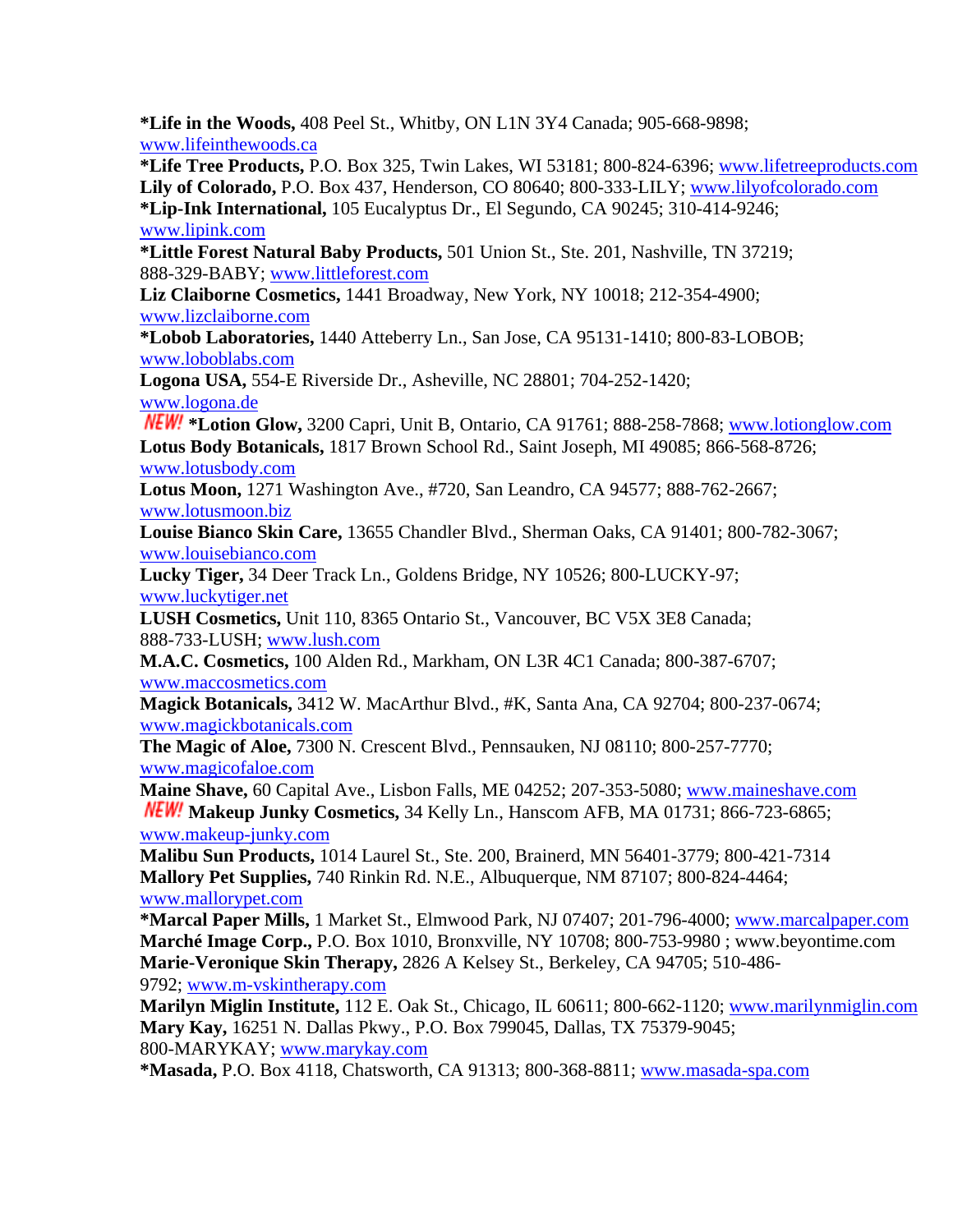**\*Life in the Woods,** 408 Peel St., Whitby, ON L1N 3Y4 Canada; 905-668-9898; www.lifeinthewoods.ca

**\*Life Tree Products,** P.O. Box 325, Twin Lakes, WI 53181; 800-824-6396; www.lifetreeproducts.com

**Lily of Colorado,** P.O. Box 437, Henderson, CO 80640; 800-333-LILY; www.lilyofcolorado.com

**\*Lip-Ink International,** 105 Eucalyptus Dr., El Segundo, CA 90245; 310-414-9246; www.lipink.com

**\*Little Forest Natural Baby Products,** 501 Union St., Ste. 201, Nashville, TN 37219; 888-329-BABY; www.littleforest.com

**Liz Claiborne Cosmetics,** 1441 Broadway, New York, NY 10018; 212-354-4900; www.lizclaiborne.com

**\*Lobob Laboratories,** 1440 Atteberry Ln., San Jose, CA 95131-1410; 800-83-LOBOB; www.loboblabs.com

**Logona USA,** 554-E Riverside Dr., Asheville, NC 28801; 704-252-1420; www.logona.de

NEW! **\*Lotion Glow,** 3200 Capri, Unit B, Ontario, CA 91761; 888-258-7868; www.lotionglow.com

**Lotus Body Botanicals,** 1817 Brown School Rd., Saint Joseph, MI 49085; 866-568-8726; www.lotusbody.com

**Lotus Moon,** 1271 Washington Ave., #720, San Leandro, CA 94577; 888-762-2667; www.lotusmoon.biz

**Louise Bianco Skin Care,** 13655 Chandler Blvd., Sherman Oaks, CA 91401; 800-782-3067; www.louisebianco.com

**Lucky Tiger,** 34 Deer Track Ln., Goldens Bridge, NY 10526; 800-LUCKY-97; www.luckytiger.net

**LUSH Cosmetics,** Unit 110, 8365 Ontario St., Vancouver, BC V5X 3E8 Canada; 888-733-LUSH; www.lush.com

**M.A.C. Cosmetics,** 100 Alden Rd., Markham, ON L3R 4C1 Canada; 800-387-6707; www.maccosmetics.com

**Magick Botanicals,** 3412 W. MacArthur Blvd., #K, Santa Ana, CA 92704; 800-237-0674; www.magickbotanicals.com

**The Magic of Aloe,** 7300 N. Crescent Blvd., Pennsauken, NJ 08110; 800-257-7770; www.magicofaloe.com

**Maine Shave,** 60 Capital Ave., Lisbon Falls, ME 04252; 207-353-5080; www.maineshave.com

NEW! **Makeup Junky Cosmetics,** 34 Kelly Ln., Hanscom AFB, MA 01731; 866-723-6865; www.makeup-junky.com

**Malibu Sun Products,** 1014 Laurel St., Ste. 200, Brainerd, MN 56401-3779; 800-421-7314

**Mallory Pet Supplies,** 740 Rinkin Rd. N.E., Albuquerque, NM 87107; 800-824-4464; www.mallorypet.com

**\*Marcal Paper Mills,** 1 Market St., Elmwood Park, NJ 07407; 201-796-4000; www.marcalpaper.com

**Marché Image Corp.,** P.O. Box 1010, Bronxville, NY 10708; 800-753-9980 ; www.beyontime.com

**Marie-Veronique Skin Therapy,** 2826 A Kelsey St., Berkeley, CA 94705; 510-486-9792; www.m-vskintherapy.com

**Marilyn Miglin Institute,** 112 E. Oak St., Chicago, IL 60611; 800-662-1120; www.marilynmiglin.com

**Mary Kay,** 16251 N. Dallas Pkwy., P.O. Box 799045, Dallas, TX 75379-9045; 800-MARYKAY; www.marykay.com

**\*Masada,** P.O. Box 4118, Chatsworth, CA 91313; 800-368-8811; www.masada-spa.com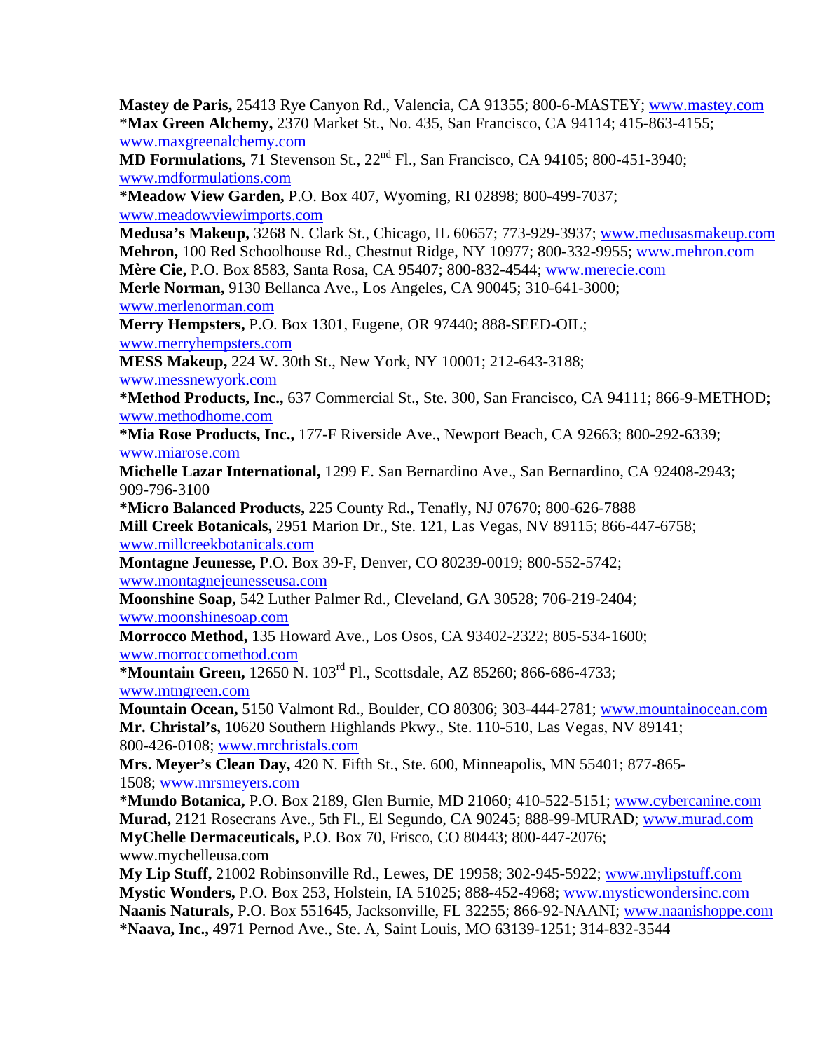**Mastey de Paris,** 25413 Rye Canyon Rd., Valencia, CA 91355; 800-6-MASTEY; www.mastey.com

***Max Green Alchemy,** 2370 Market St., No. 435, San Francisco, CA 94114; 415-863-4155; www.maxgreenalchemy.com

**MD Formulations,** 71 Stevenson St., 22nd Fl., San Francisco, CA 94105; 800-451-3940; www.mdformulations.com

***Meadow View Garden,** P.O. Box 407, Wyoming, RI 02898; 800-499-7037; www.meadowviewimports.com

**Medusa's Makeup,** 3268 N. Clark St., Chicago, IL 60657; 773-929-3937; www.medusasmakeup.com

**Mehron,** 100 Red Schoolhouse Rd., Chestnut Ridge, NY 10977; 800-332-9955; www.mehron.com

**Mère Cie,** P.O. Box 8583, Santa Rosa, CA 95407; 800-832-4544; www.merecie.com

**Merle Norman,** 9130 Bellanca Ave., Los Angeles, CA 90045; 310-641-3000; www.merlenorman.com

**Merry Hempsters,** P.O. Box 1301, Eugene, OR 97440; 888-SEED-OIL; www.merryhempsters.com

**MESS Makeup,** 224 W. 30th St., New York, NY 10001; 212-643-3188; www.messnewyork.com

***Method Products, Inc.,** 637 Commercial St., Ste. 300, San Francisco, CA 94111; 866-9-METHOD; www.methodhome.com

***Mia Rose Products, Inc.,** 177-F Riverside Ave., Newport Beach, CA 92663; 800-292-6339; www.miarose.com

**Michelle Lazar International,** 1299 E. San Bernardino Ave., San Bernardino, CA 92408-2943; 909-796-3100

***Micro Balanced Products,** 225 County Rd., Tenafly, NJ 07670; 800-626-7888

**Mill Creek Botanicals,** 2951 Marion Dr., Ste. 121, Las Vegas, NV 89115; 866-447-6758; www.millcreekbotanicals.com

**Montagne Jeunesse,** P.O. Box 39-F, Denver, CO 80239-0019; 800-552-5742; www.montagnejeunesseusa.com

**Moonshine Soap,** 542 Luther Palmer Rd., Cleveland, GA 30528; 706-219-2404; www.moonshinesoap.com

**Morrocco Method,** 135 Howard Ave., Los Osos, CA 93402-2322; 805-534-1600; www.morroccomethod.com

***Mountain Green,** 12650 N. 103rd Pl., Scottsdale, AZ 85260; 866-686-4733; www.mtngreen.com

**Mountain Ocean,** 5150 Valmont Rd., Boulder, CO 80306; 303-444-2781; www.mountainocean.com

**Mr. Christal's,** 10620 Southern Highlands Pkwy., Ste. 110-510, Las Vegas, NV 89141; 800-426-0108; www.mrchristals.com

**Mrs. Meyer's Clean Day,** 420 N. Fifth St., Ste. 600, Minneapolis, MN 55401; 877-865-1508; www.mrsmeyers.com

***Mundo Botanica,** P.O. Box 2189, Glen Burnie, MD 21060; 410-522-5151; www.cybercanine.com

**Murad,** 2121 Rosecrans Ave., 5th Fl., El Segundo, CA 90245; 888-99-MURAD; www.murad.com

**MyChelle Dermaceuticals,** P.O. Box 70, Frisco, CO 80443; 800-447-2076; www.mychelleusa.com

**My Lip Stuff,** 21002 Robinsonville Rd., Lewes, DE 19958; 302-945-5922; www.mylipstuff.com

**Mystic Wonders,** P.O. Box 253, Holstein, IA 51025; 888-452-4968; www.mysticwondersinc.com

**Naanis Naturals,** P.O. Box 551645, Jacksonville, FL 32255; 866-92-NAANI; www.naanishoppe.com

***Naava, Inc.,** 4971 Pernod Ave., Ste. A, Saint Louis, MO 63139-1251; 314-832-3544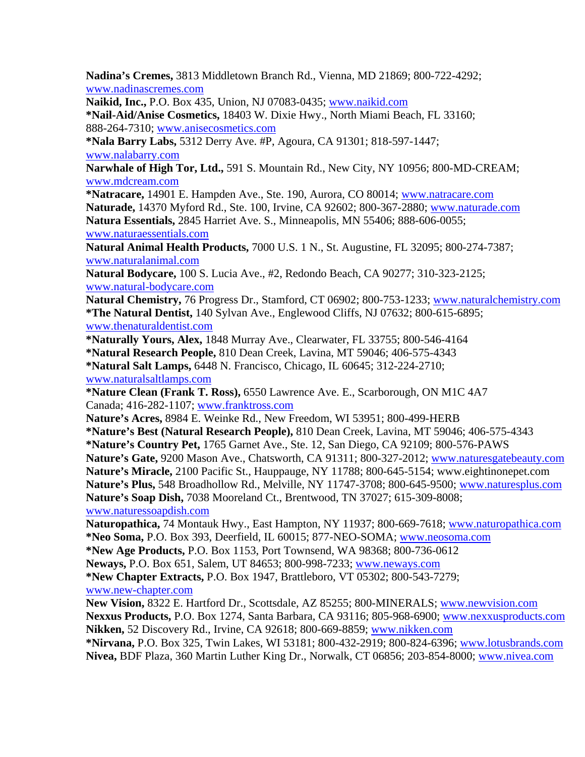**Nadina's Cremes,** 3813 Middletown Branch Rd., Vienna, MD 21869; 800-722-4292; www.nadinascremes.com

**Naikid, Inc.,** P.O. Box 435, Union, NJ 07083-0435; www.naikid.com

***Nail-Aid/Anise Cosmetics,** 18403 W. Dixie Hwy., North Miami Beach, FL 33160; 888-264-7310; www.anisecosmetics.com

***Nala Barry Labs,** 5312 Derry Ave. #P, Agoura, CA 91301; 818-597-1447; www.nalabarry.com

**Narwhale of High Tor, Ltd.,** 591 S. Mountain Rd., New City, NY 10956; 800-MD-CREAM; www.mdcream.com

***Natracare,** 14901 E. Hampden Ave., Ste. 190, Aurora, CO 80014; www.natracare.com

**Naturade,** 14370 Myford Rd., Ste. 100, Irvine, CA 92602; 800-367-2880; www.naturade.com

**Natura Essentials,** 2845 Harriet Ave. S., Minneapolis, MN 55406; 888-606-0055; www.naturaessentials.com

**Natural Animal Health Products,** 7000 U.S. 1 N., St. Augustine, FL 32095; 800-274-7387; www.naturalanimal.com

**Natural Bodycare,** 100 S. Lucia Ave., #2, Redondo Beach, CA 90277; 310-323-2125; www.natural-bodycare.com

**Natural Chemistry,** 76 Progress Dr., Stamford, CT 06902; 800-753-1233; www.naturalchemistry.com

***The Natural Dentist,** 140 Sylvan Ave., Englewood Cliffs, NJ 07632; 800-615-6895; www.thenaturaldentist.com

***Naturally Yours, Alex,** 1848 Murray Ave., Clearwater, FL 33755; 800-546-4164

***Natural Research People,** 810 Dean Creek, Lavina, MT 59046; 406-575-4343

***Natural Salt Lamps,** 6448 N. Francisco, Chicago, IL 60645; 312-224-2710; www.naturalsaltlamps.com

***Nature Clean (Frank T. Ross),** 6550 Lawrence Ave. E., Scarborough, ON M1C 4A7 Canada; 416-282-1107; www.franktross.com

**Nature's Acres,** 8984 E. Weinke Rd., New Freedom, WI 53951; 800-499-HERB

***Nature's Best (Natural Research People),** 810 Dean Creek, Lavina, MT 59046; 406-575-4343

***Nature's Country Pet,** 1765 Garnet Ave., Ste. 12, San Diego, CA 92109; 800-576-PAWS

**Nature's Gate,** 9200 Mason Ave., Chatsworth, CA 91311; 800-327-2012; www.naturesgatebeauty.com

**Nature's Miracle,** 2100 Pacific St., Hauppauge, NY 11788; 800-645-5154; www.eightinonepet.com

**Nature's Plus,** 548 Broadhollow Rd., Melville, NY 11747-3708; 800-645-9500; www.naturesplus.com

**Nature's Soap Dish,** 7038 Mooreland Ct., Brentwood, TN 37027; 615-309-8008; www.naturessoapdish.com

**Naturopathica,** 74 Montauk Hwy., East Hampton, NY 11937; 800-669-7618; www.naturopathica.com

***Neo Soma,** P.O. Box 393, Deerfield, IL 60015; 877-NEO-SOMA; www.neosoma.com

***New Age Products,** P.O. Box 1153, Port Townsend, WA 98368; 800-736-0612

**Neways,** P.O. Box 651, Salem, UT 84653; 800-998-7233; www.neways.com

***New Chapter Extracts,** P.O. Box 1947, Brattleboro, VT 05302; 800-543-7279; www.new-chapter.com

**New Vision,** 8322 E. Hartford Dr., Scottsdale, AZ 85255; 800-MINERALS; www.newvision.com

**Nexxus Products,** P.O. Box 1274, Santa Barbara, CA 93116; 805-968-6900; www.nexxusproducts.com

**Nikken,** 52 Discovery Rd., Irvine, CA 92618; 800-669-8859; www.nikken.com

***Nirvana,** P.O. Box 325, Twin Lakes, WI 53181; 800-432-2919; 800-824-6396; www.lotusbrands.com

**Nivea,** BDF Plaza, 360 Martin Luther King Dr., Norwalk, CT 06856; 203-854-8000; www.nivea.com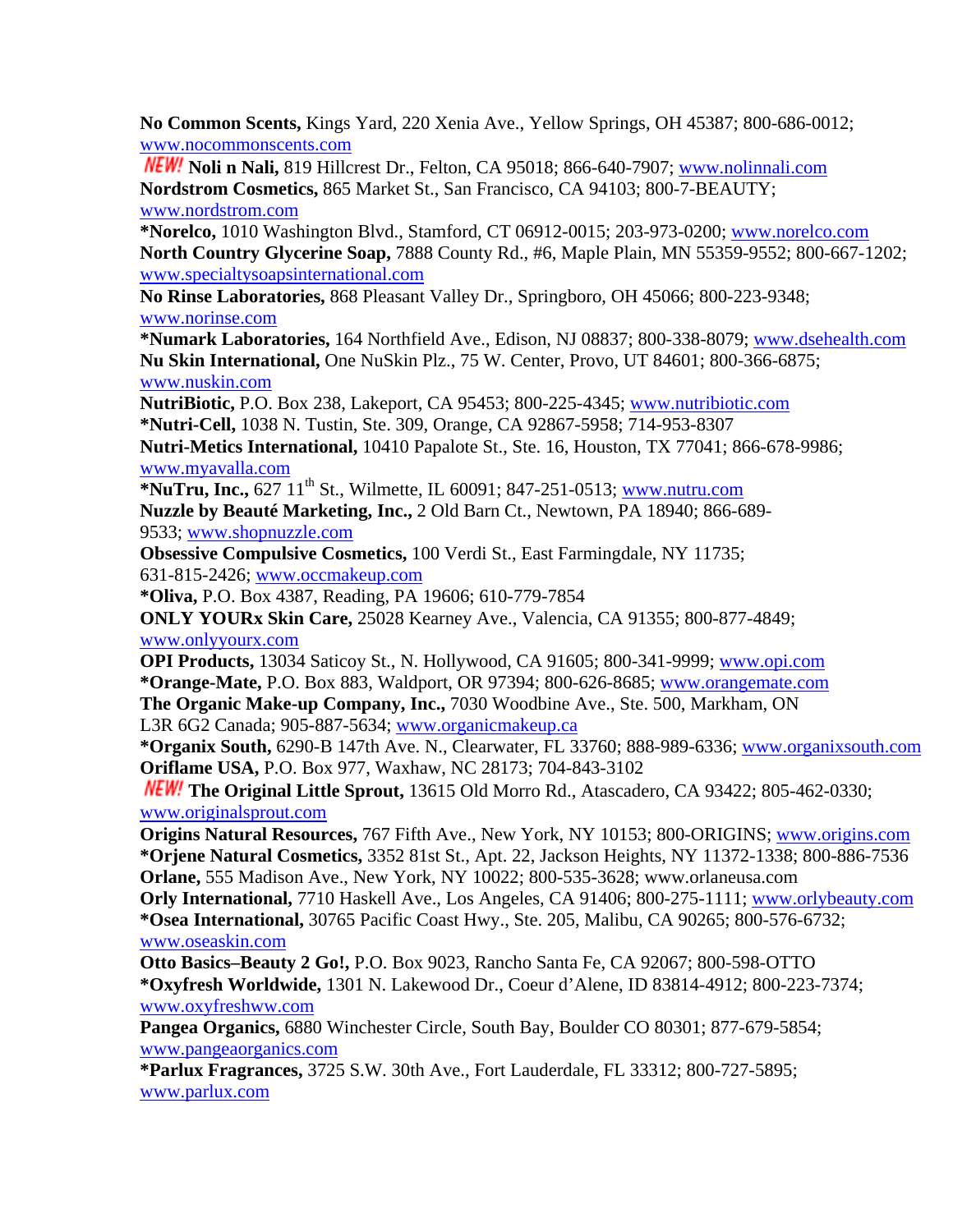**No Common Scents,** Kings Yard, 220 Xenia Ave., Yellow Springs, OH 45387; 800-686-0012; www.nocommonscents.com

NEW! **Noli n Nali,** 819 Hillcrest Dr., Felton, CA 95018; 866-640-7907; www.nolinnali.com

**Nordstrom Cosmetics,** 865 Market St., San Francisco, CA 94103; 800-7-BEAUTY; www.nordstrom.com

***Norelco,** 1010 Washington Blvd., Stamford, CT 06912-0015; 203-973-0200; www.norelco.com

**North Country Glycerine Soap,** 7888 County Rd., #6, Maple Plain, MN 55359-9552; 800-667-1202; www.specialtysoapsinternational.com

**No Rinse Laboratories,** 868 Pleasant Valley Dr., Springboro, OH 45066; 800-223-9348; www.norinse.com

***Numark Laboratories,** 164 Northfield Ave., Edison, NJ 08837; 800-338-8079; www.dsehealth.com

**Nu Skin International,** One NuSkin Plz., 75 W. Center, Provo, UT 84601; 800-366-6875; www.nuskin.com

**NutriBiotic,** P.O. Box 238, Lakeport, CA 95453; 800-225-4345; www.nutribiotic.com

***Nutri-Cell,** 1038 N. Tustin, Ste. 309, Orange, CA 92867-5958; 714-953-8307

**Nutri-Metics International,** 10410 Papalote St., Ste. 16, Houston, TX 77041; 866-678-9986; www.myavalla.com

***NuTru, Inc.,** 627 11th St., Wilmette, IL 60091; 847-251-0513; www.nutru.com

**Nuzzle by Beauté Marketing, Inc.,** 2 Old Barn Ct., Newtown, PA 18940; 866-689-9533; www.shopnuzzle.com

**Obsessive Compulsive Cosmetics,** 100 Verdi St., East Farmingdale, NY 11735; 631-815-2426; www.occmakeup.com

***Oliva,** P.O. Box 4387, Reading, PA 19606; 610-779-7854

**ONLY YOURx Skin Care,** 25028 Kearney Ave., Valencia, CA 91355; 800-877-4849; www.onlyyourx.com

**OPI Products,** 13034 Saticoy St., N. Hollywood, CA 91605; 800-341-9999; www.opi.com

***Orange-Mate,** P.O. Box 883, Waldport, OR 97394; 800-626-8685; www.orangemate.com

**The Organic Make-up Company, Inc.,** 7030 Woodbine Ave., Ste. 500, Markham, ON L3R 6G2 Canada; 905-887-5634; www.organicmakeup.ca

***Organix South,** 6290-B 147th Ave. N., Clearwater, FL 33760; 888-989-6336; www.organixsouth.com

**Oriflame USA,** P.O. Box 977, Waxhaw, NC 28173; 704-843-3102

NEW! **The Original Little Sprout,** 13615 Old Morro Rd., Atascadero, CA 93422; 805-462-0330; www.originalsprout.com

**Origins Natural Resources,** 767 Fifth Ave., New York, NY 10153; 800-ORIGINS; www.origins.com

***Orjene Natural Cosmetics,** 3352 81st St., Apt. 22, Jackson Heights, NY 11372-1338; 800-886-7536

**Orlane,** 555 Madison Ave., New York, NY 10022; 800-535-3628; www.orlaneusa.com

**Orly International,** 7710 Haskell Ave., Los Angeles, CA 91406; 800-275-1111; www.orlybeauty.com

***Osea International,** 30765 Pacific Coast Hwy., Ste. 205, Malibu, CA 90265; 800-576-6732; www.oseaskin.com

**Otto Basics–Beauty 2 Go!,** P.O. Box 9023, Rancho Santa Fe, CA 92067; 800-598-OTTO

***Oxyfresh Worldwide,** 1301 N. Lakewood Dr., Coeur d'Alene, ID 83814-4912; 800-223-7374; www.oxyfreshww.com

**Pangea Organics,** 6880 Winchester Circle, South Bay, Boulder CO 80301; 877-679-5854; www.pangeaorganics.com

***Parlux Fragrances,** 3725 S.W. 30th Ave., Fort Lauderdale, FL 33312; 800-727-5895; www.parlux.com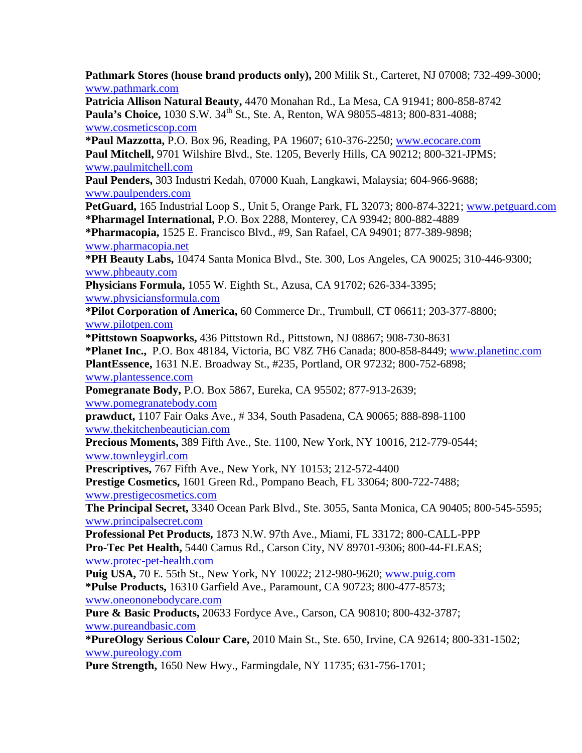**Pathmark Stores (house brand products only),** 200 Milik St., Carteret, NJ 07008; 732-499-3000; www.pathmark.com

**Patricia Allison Natural Beauty,** 4470 Monahan Rd., La Mesa, CA 91941; 800-858-8742

**Paula's Choice,** 1030 S.W. 34th St., Ste. A, Renton, WA 98055-4813; 800-831-4088; www.cosmeticscop.com

***Paul Mazzotta,** P.O. Box 96, Reading, PA 19607; 610-376-2250; www.ecocare.com

**Paul Mitchell,** 9701 Wilshire Blvd., Ste. 1205, Beverly Hills, CA 90212; 800-321-JPMS; www.paulmitchell.com

**Paul Penders,** 303 Industri Kedah, 07000 Kuah, Langkawi, Malaysia; 604-966-9688; www.paulpenders.com

**PetGuard,** 165 Industrial Loop S., Unit 5, Orange Park, FL 32073; 800-874-3221; www.petguard.com

***Pharmagel International,** P.O. Box 2288, Monterey, CA 93942; 800-882-4889

***Pharmacopia,** 1525 E. Francisco Blvd., #9, San Rafael, CA 94901; 877-389-9898; www.pharmacopia.net

***PH Beauty Labs,** 10474 Santa Monica Blvd., Ste. 300, Los Angeles, CA 90025; 310-446-9300; www.phbeauty.com

**Physicians Formula,** 1055 W. Eighth St., Azusa, CA 91702; 626-334-3395; www.physiciansformula.com

***Pilot Corporation of America,** 60 Commerce Dr., Trumbull, CT 06611; 203-377-8800; www.pilotpen.com

***Pittstown Soapworks,** 436 Pittstown Rd., Pittstown, NJ 08867; 908-730-8631

***Planet Inc.,** P.O. Box 48184, Victoria, BC V8Z 7H6 Canada; 800-858-8449; www.planetinc.com

**PlantEssence,** 1631 N.E. Broadway St., #235, Portland, OR 97232; 800-752-6898; www.plantessence.com

**Pomegranate Body,** P.O. Box 5867, Eureka, CA 95502; 877-913-2639; www.pomegranatebody.com

**prawduct,** 1107 Fair Oaks Ave., # 334, South Pasadena, CA 90065; 888-898-1100 www.thekitchenbeautician.com

**Precious Moments,** 389 Fifth Ave., Ste. 1100, New York, NY 10016, 212-779-0544; www.townleygirl.com

**Prescriptives,** 767 Fifth Ave., New York, NY 10153; 212-572-4400

**Prestige Cosmetics,** 1601 Green Rd., Pompano Beach, FL 33064; 800-722-7488; www.prestigecosmetics.com

**The Principal Secret,** 3340 Ocean Park Blvd., Ste. 3055, Santa Monica, CA 90405; 800-545-5595; www.principalsecret.com

**Professional Pet Products,** 1873 N.W. 97th Ave., Miami, FL 33172; 800-CALL-PPP

**Pro-Tec Pet Health,** 5440 Camus Rd., Carson City, NV 89701-9306; 800-44-FLEAS; www.protec-pet-health.com

**Puig USA,** 70 E. 55th St., New York, NY 10022; 212-980-9620; www.puig.com

***Pulse Products,** 16310 Garfield Ave., Paramount, CA 90723; 800-477-8573; www.oneononebodycare.com

**Pure & Basic Products,** 20633 Fordyce Ave., Carson, CA 90810; 800-432-3787; www.pureandbasic.com

***PureOlogy Serious Colour Care,** 2010 Main St., Ste. 650, Irvine, CA 92614; 800-331-1502; www.pureology.com

**Pure Strength,** 1650 New Hwy., Farmingdale, NY 11735; 631-756-1701;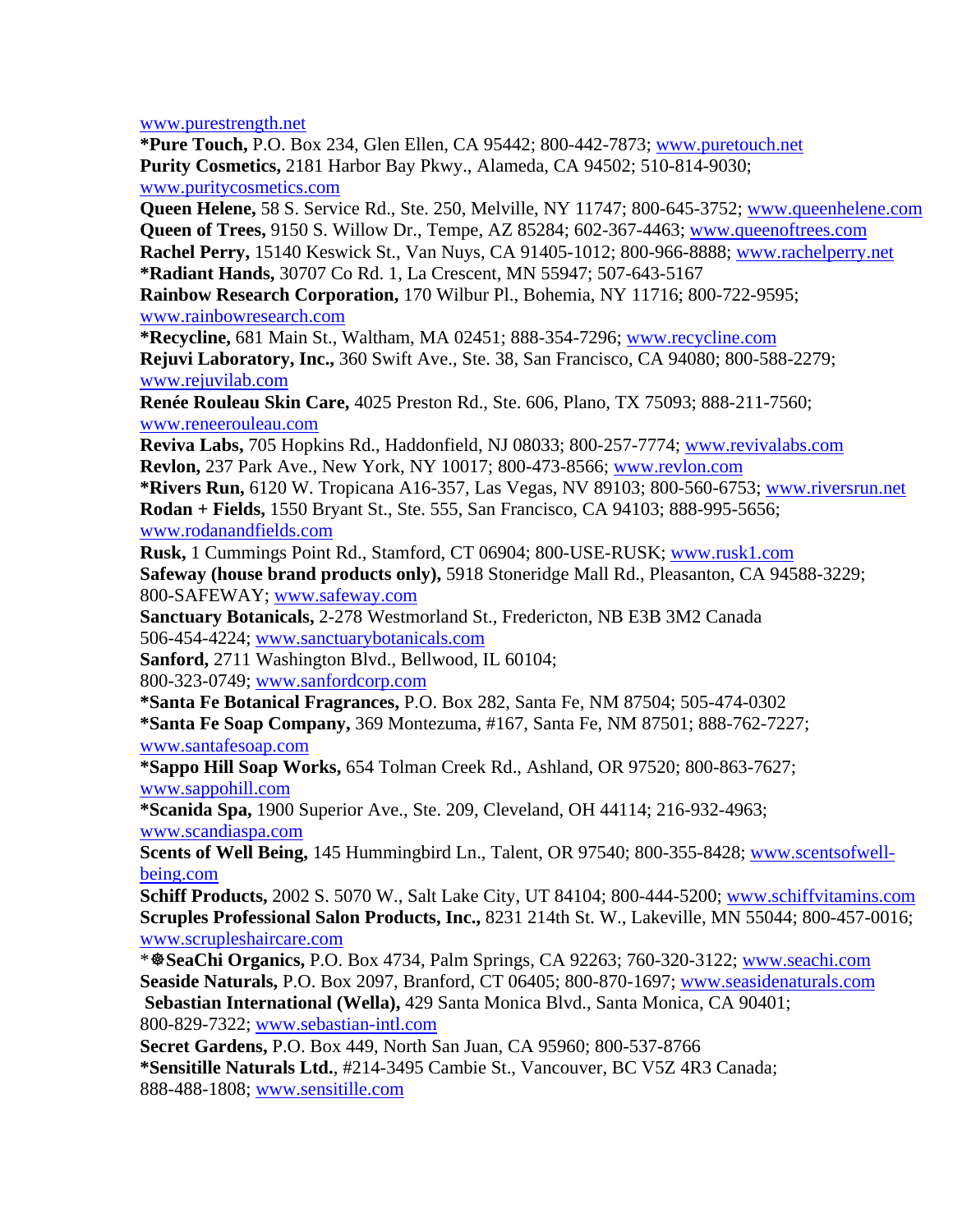www.purestrength.net

***Pure Touch,** P.O. Box 234, Glen Ellen, CA 95442; 800-442-7873; www.puretouch.net

**Purity Cosmetics,** 2181 Harbor Bay Pkwy., Alameda, CA 94502; 510-814-9030; www.puritycosmetics.com

**Queen Helene,** 58 S. Service Rd., Ste. 250, Melville, NY 11747; 800-645-3752; www.queenhelene.com

**Queen of Trees,** 9150 S. Willow Dr., Tempe, AZ 85284; 602-367-4463; www.queenoftrees.com

**Rachel Perry,** 15140 Keswick St., Van Nuys, CA 91405-1012; 800-966-8888; www.rachelperry.net

***Radiant Hands,** 30707 Co Rd. 1, La Crescent, MN 55947; 507-643-5167

**Rainbow Research Corporation,** 170 Wilbur Pl., Bohemia, NY 11716; 800-722-9595; www.rainbowresearch.com

***Recycline,** 681 Main St., Waltham, MA 02451; 888-354-7296; www.recycline.com

**Rejuvi Laboratory, Inc.,** 360 Swift Ave., Ste. 38, San Francisco, CA 94080; 800-588-2279; www.rejuvilab.com

**Renée Rouleau Skin Care,** 4025 Preston Rd., Ste. 606, Plano, TX 75093; 888-211-7560; www.reneerouleau.com

**Reviva Labs,** 705 Hopkins Rd., Haddonfield, NJ 08033; 800-257-7774; www.revivalabs.com

**Revlon,** 237 Park Ave., New York, NY 10017; 800-473-8566; www.revlon.com

***Rivers Run,** 6120 W. Tropicana A16-357, Las Vegas, NV 89103; 800-560-6753; www.riversrun.net

**Rodan + Fields,** 1550 Bryant St., Ste. 555, San Francisco, CA 94103; 888-995-5656; www.rodanandfields.com

**Rusk,** 1 Cummings Point Rd., Stamford, CT 06904; 800-USE-RUSK; www.rusk1.com

**Safeway (house brand products only),** 5918 Stoneridge Mall Rd., Pleasanton, CA 94588-3229; 800-SAFEWAY; www.safeway.com

**Sanctuary Botanicals,** 2-278 Westmorland St., Fredericton, NB E3B 3M2 Canada 506-454-4224; www.sanctuarybotanicals.com

**Sanford,** 2711 Washington Blvd., Bellwood, IL 60104; 800-323-0749; www.sanfordcorp.com

***Santa Fe Botanical Fragrances,** P.O. Box 282, Santa Fe, NM 87504; 505-474-0302

***Santa Fe Soap Company,** 369 Montezuma, #167, Santa Fe, NM 87501; 888-762-7227; www.santafesoap.com

***Sappo Hill Soap Works,** 654 Tolman Creek Rd., Ashland, OR 97520; 800-863-7627; www.sappohill.com

***Scanida Spa,** 1900 Superior Ave., Ste. 209, Cleveland, OH 44114; 216-932-4963; www.scandiaspa.com

**Scents of Well Being,** 145 Hummingbird Ln., Talent, OR 97540; 800-355-8428; www.scentsofwell-being.com

**Schiff Products,** 2002 S. 5070 W., Salt Lake City, UT 84104; 800-444-5200; www.schiffvitamins.com

**Scruples Professional Salon Products, Inc.,** 8231 214th St. W., Lakeville, MN 55044; 800-457-0016; www.scrupleshaircare.com

*☸**SeaChi Organics,** P.O. Box 4734, Palm Springs, CA 92263; 760-320-3122; www.seachi.com

**Seaside Naturals,** P.O. Box 2097, Branford, CT 06405; 800-870-1697; www.seasidenaturals.com

**Sebastian International (Wella),** 429 Santa Monica Blvd., Santa Monica, CA 90401; 800-829-7322; www.sebastian-intl.com

**Secret Gardens,** P.O. Box 449, North San Juan, CA 95960; 800-537-8766

***Sensitille Naturals Ltd.**, #214-3495 Cambie St., Vancouver, BC V5Z 4R3 Canada; 888-488-1808; www.sensitille.com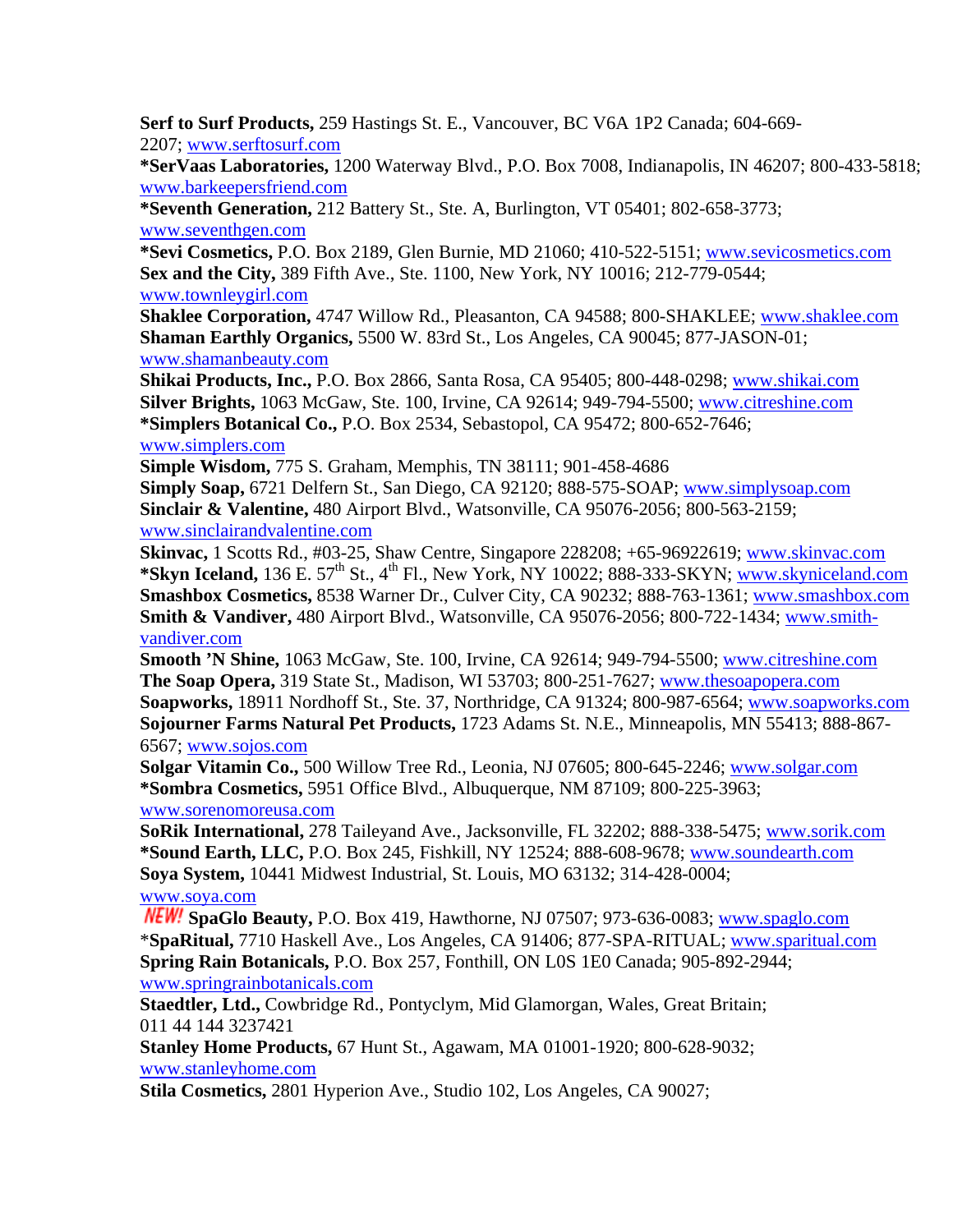**Serf to Surf Products,** 259 Hastings St. E., Vancouver, BC V6A 1P2 Canada; 604-669-2207; www.serftosurf.com

***SerVaas Laboratories,** 1200 Waterway Blvd., P.O. Box 7008, Indianapolis, IN 46207; 800-433-5818; www.barkeepersfriend.com

***Seventh Generation,** 212 Battery St., Ste. A, Burlington, VT 05401; 802-658-3773; www.seventhgen.com

***Sevi Cosmetics,** P.O. Box 2189, Glen Burnie, MD 21060; 410-522-5151; www.sevicosmetics.com

**Sex and the City,** 389 Fifth Ave., Ste. 1100, New York, NY 10016; 212-779-0544; www.townleygirl.com

**Shaklee Corporation,** 4747 Willow Rd., Pleasanton, CA 94588; 800-SHAKLEE; www.shaklee.com

**Shaman Earthly Organics,** 5500 W. 83rd St., Los Angeles, CA 90045; 877-JASON-01; www.shamanbeauty.com

**Shikai Products, Inc.,** P.O. Box 2866, Santa Rosa, CA 95405; 800-448-0298; www.shikai.com

**Silver Brights,** 1063 McGaw, Ste. 100, Irvine, CA 92614; 949-794-5500; www.citreshine.com

***Simplers Botanical Co.,** P.O. Box 2534, Sebastopol, CA 95472; 800-652-7646; www.simplers.com

**Simple Wisdom,** 775 S. Graham, Memphis, TN 38111; 901-458-4686

**Simply Soap,** 6721 Delfern St., San Diego, CA 92120; 888-575-SOAP; www.simplysoap.com

**Sinclair & Valentine,** 480 Airport Blvd., Watsonville, CA 95076-2056; 800-563-2159; www.sinclairandvalentine.com

**Skinvac,** 1 Scotts Rd., #03-25, Shaw Centre, Singapore 228208; +65-96922619; www.skinvac.com

***Skyn Iceland,** 136 E. 57th St., 4th Fl., New York, NY 10022; 888-333-SKYN; www.skyniceland.com

**Smashbox Cosmetics,** 8538 Warner Dr., Culver City, CA 90232; 888-763-1361; www.smashbox.com

**Smith & Vandiver,** 480 Airport Blvd., Watsonville, CA 95076-2056; 800-722-1434; www.smith-vandiver.com

**Smooth 'N Shine,** 1063 McGaw, Ste. 100, Irvine, CA 92614; 949-794-5500; www.citreshine.com

**The Soap Opera,** 319 State St., Madison, WI 53703; 800-251-7627; www.thesoapopera.com

**Soapworks,** 18911 Nordhoff St., Ste. 37, Northridge, CA 91324; 800-987-6564; www.soapworks.com

**Sojourner Farms Natural Pet Products,** 1723 Adams St. N.E., Minneapolis, MN 55413; 888-867-6567; www.sojos.com

**Solgar Vitamin Co.,** 500 Willow Tree Rd., Leonia, NJ 07605; 800-645-2246; www.solgar.com

***Sombra Cosmetics,** 5951 Office Blvd., Albuquerque, NM 87109; 800-225-3963; www.sorenomoreusa.com

**SoRik International,** 278 Taileyand Ave., Jacksonville, FL 32202; 888-338-5475; www.sorik.com

***Sound Earth, LLC,** P.O. Box 245, Fishkill, NY 12524; 888-608-9678; www.soundearth.com

**Soya System,** 10441 Midwest Industrial, St. Louis, MO 63132; 314-428-0004; www.soya.com

*NEW!* **SpaGlo Beauty,** P.O. Box 419, Hawthorne, NJ 07507; 973-636-0083; www.spaglo.com

***SpaRitual,** 7710 Haskell Ave., Los Angeles, CA 91406; 877-SPA-RITUAL; www.sparitual.com

**Spring Rain Botanicals,** P.O. Box 257, Fonthill, ON L0S 1E0 Canada; 905-892-2944; www.springrainbotanicals.com

**Staedtler, Ltd.,** Cowbridge Rd., Pontyclym, Mid Glamorgan, Wales, Great Britain; 011 44 144 3237421

**Stanley Home Products,** 67 Hunt St., Agawam, MA 01001-1920; 800-628-9032; www.stanleyhome.com

**Stila Cosmetics,** 2801 Hyperion Ave., Studio 102, Los Angeles, CA 90027;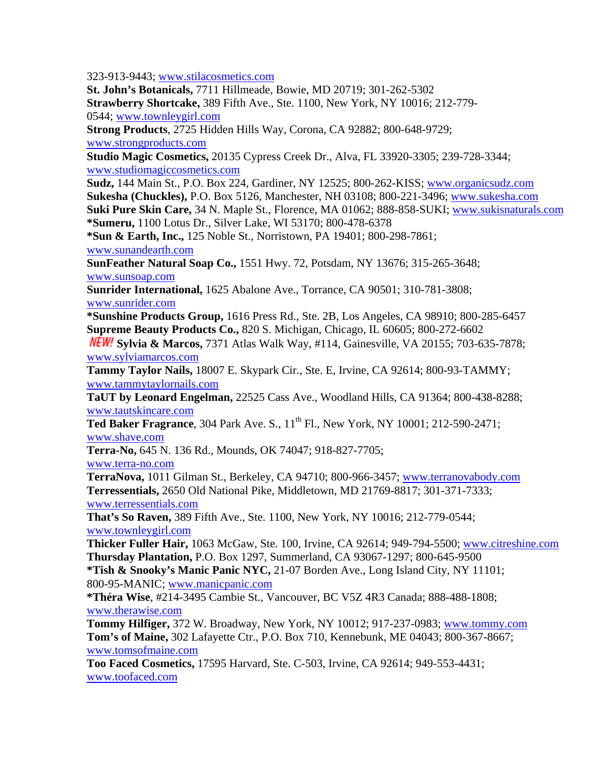323-913-9443; www.stilacosmetics.com

**St. John's Botanicals,** 7711 Hillmeade, Bowie, MD 20719; 301-262-5302

**Strawberry Shortcake,** 389 Fifth Ave., Ste. 1100, New York, NY 10016; 212-779-0544; www.townleygirl.com

**Strong Products**, 2725 Hidden Hills Way, Corona, CA 92882; 800-648-9729; www.strongproducts.com

**Studio Magic Cosmetics,** 20135 Cypress Creek Dr., Alva, FL 33920-3305; 239-728-3344; www.studiomagiccosmetics.com

**Sudz,** 144 Main St., P.O. Box 224, Gardiner, NY 12525; 800-262-KISS; www.organicsudz.com

**Sukesha (Chuckles),** P.O. Box 5126, Manchester, NH 03108; 800-221-3496; www.sukesha.com

**Suki Pure Skin Care,** 34 N. Maple St., Florence, MA 01062; 888-858-SUKI; www.sukisnaturals.com

***Sumeru,** 1100 Lotus Dr., Silver Lake, WI 53170; 800-478-6378

***Sun & Earth, Inc.,** 125 Noble St., Norristown, PA 19401; 800-298-7861; www.sunandearth.com

**SunFeather Natural Soap Co.,** 1551 Hwy. 72, Potsdam, NY 13676; 315-265-3648; www.sunsoap.com

**Sunrider International,** 1625 Abalone Ave., Torrance, CA 90501; 310-781-3808; www.sunrider.com

***Sunshine Products Group,** 1616 Press Rd., Ste. 2B, Los Angeles, CA 98910; 800-285-6457

**Supreme Beauty Products Co.,** 820 S. Michigan, Chicago, IL 60605; 800-272-6602

NEW! **Sylvia & Marcos,** 7371 Atlas Walk Way, #114, Gainesville, VA 20155; 703-635-7878; www.sylviamarcos.com

**Tammy Taylor Nails,** 18007 E. Skypark Cir., Ste. E, Irvine, CA 92614; 800-93-TAMMY; www.tammytaylornails.com

**TaUT by Leonard Engelman,** 22525 Cass Ave., Woodland Hills, CA 91364; 800-438-8288; www.tautskincare.com

**Ted Baker Fragrance**, 304 Park Ave. S., 11th Fl., New York, NY 10001; 212-590-2471; www.shave.com

**Terra-No,** 645 N. 136 Rd., Mounds, OK 74047; 918-827-7705; www.terra-no.com

**TerraNova,** 1011 Gilman St., Berkeley, CA 94710; 800-966-3457; www.terranovabody.com

**Terressentials,** 2650 Old National Pike, Middletown, MD 21769-8817; 301-371-7333; www.terressentials.com

**That's So Raven,** 389 Fifth Ave., Ste. 1100, New York, NY 10016; 212-779-0544; www.townleygirl.com

**Thicker Fuller Hair,** 1063 McGaw, Ste. 100, Irvine, CA 92614; 949-794-5500; www.citreshine.com

**Thursday Plantation,** P.O. Box 1297, Summerland, CA 93067-1297; 800-645-9500

***Tish & Snooky's Manic Panic NYC,** 21-07 Borden Ave., Long Island City, NY 11101; 800-95-MANIC; www.manicpanic.com

***Théra Wise**, #214-3495 Cambie St., Vancouver, BC V5Z 4R3 Canada; 888-488-1808; www.therawise.com

**Tommy Hilfiger,** 372 W. Broadway, New York, NY 10012; 917-237-0983; www.tommy.com

**Tom's of Maine,** 302 Lafayette Ctr., P.O. Box 710, Kennebunk, ME 04043; 800-367-8667; www.tomsofmaine.com

**Too Faced Cosmetics,** 17595 Harvard, Ste. C-503, Irvine, CA 92614; 949-553-4431; www.toofaced.com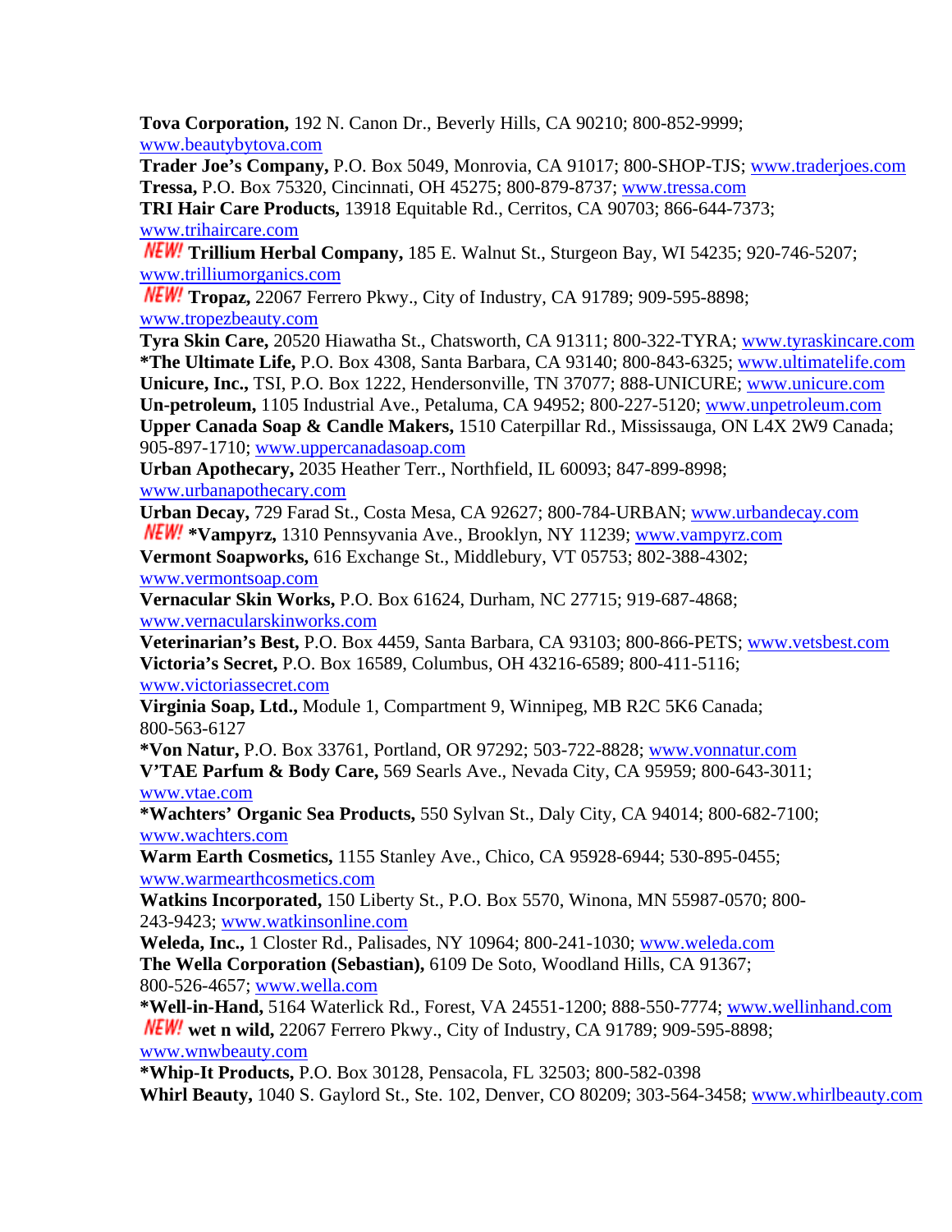**Tova Corporation,** 192 N. Canon Dr., Beverly Hills, CA 90210; 800-852-9999; www.beautybytova.com

**Trader Joe's Company,** P.O. Box 5049, Monrovia, CA 91017; 800-SHOP-TJS; www.traderjoes.com

**Tressa,** P.O. Box 75320, Cincinnati, OH 45275; 800-879-8737; www.tressa.com

**TRI Hair Care Products,** 13918 Equitable Rd., Cerritos, CA 90703; 866-644-7373; www.trihaircare.com

NEW! **Trillium Herbal Company,** 185 E. Walnut St., Sturgeon Bay, WI 54235; 920-746-5207; www.trilliumorganics.com

NEW! **Tropaz,** 22067 Ferrero Pkwy., City of Industry, CA 91789; 909-595-8898; www.tropezbeauty.com

**Tyra Skin Care,** 20520 Hiawatha St., Chatsworth, CA 91311; 800-322-TYRA; www.tyraskincare.com

***The Ultimate Life,** P.O. Box 4308, Santa Barbara, CA 93140; 800-843-6325; www.ultimatelife.com

**Unicure, Inc.,** TSI, P.O. Box 1222, Hendersonville, TN 37077; 888-UNICURE; www.unicure.com

**Un-petroleum,** 1105 Industrial Ave., Petaluma, CA 94952; 800-227-5120; www.unpetroleum.com

**Upper Canada Soap & Candle Makers,** 1510 Caterpillar Rd., Mississauga, ON L4X 2W9 Canada; 905-897-1710; www.uppercanadasoap.com

**Urban Apothecary,** 2035 Heather Terr., Northfield, IL 60093; 847-899-8998; www.urbanapothecary.com

**Urban Decay,** 729 Farad St., Costa Mesa, CA 92627; 800-784-URBAN; www.urbandecay.com

NEW! ***Vampyrz,** 1310 Pennsyvania Ave., Brooklyn, NY 11239; www.vampyrz.com

**Vermont Soapworks,** 616 Exchange St., Middlebury, VT 05753; 802-388-4302; www.vermontsoap.com

**Vernacular Skin Works,** P.O. Box 61624, Durham, NC 27715; 919-687-4868; www.vernacularskinworks.com

**Veterinarian's Best,** P.O. Box 4459, Santa Barbara, CA 93103; 800-866-PETS; www.vetsbest.com

**Victoria's Secret,** P.O. Box 16589, Columbus, OH 43216-6589; 800-411-5116; www.victoriassecret.com

**Virginia Soap, Ltd.,** Module 1, Compartment 9, Winnipeg, MB R2C 5K6 Canada; 800-563-6127

***Von Natur,** P.O. Box 33761, Portland, OR 97292; 503-722-8828; www.vonnatur.com

**V'TAE Parfum & Body Care,** 569 Searls Ave., Nevada City, CA 95959; 800-643-3011; www.vtae.com

***Wachters' Organic Sea Products,** 550 Sylvan St., Daly City, CA 94014; 800-682-7100; www.wachters.com

**Warm Earth Cosmetics,** 1155 Stanley Ave., Chico, CA 95928-6944; 530-895-0455; www.warmearthcosmetics.com

**Watkins Incorporated,** 150 Liberty St., P.O. Box 5570, Winona, MN 55987-0570; 800-243-9423; www.watkinsonline.com

**Weleda, Inc.,** 1 Closter Rd., Palisades, NY 10964; 800-241-1030; www.weleda.com

**The Wella Corporation (Sebastian),** 6109 De Soto, Woodland Hills, CA 91367; 800-526-4657; www.wella.com

***Well-in-Hand,** 5164 Waterlick Rd., Forest, VA 24551-1200; 888-550-7774; www.wellinhand.com

NEW! **wet n wild,** 22067 Ferrero Pkwy., City of Industry, CA 91789; 909-595-8898; www.wnwbeauty.com

***Whip-It Products,** P.O. Box 30128, Pensacola, FL 32503; 800-582-0398

**Whirl Beauty,** 1040 S. Gaylord St., Ste. 102, Denver, CO 80209; 303-564-3458; www.whirlbeauty.com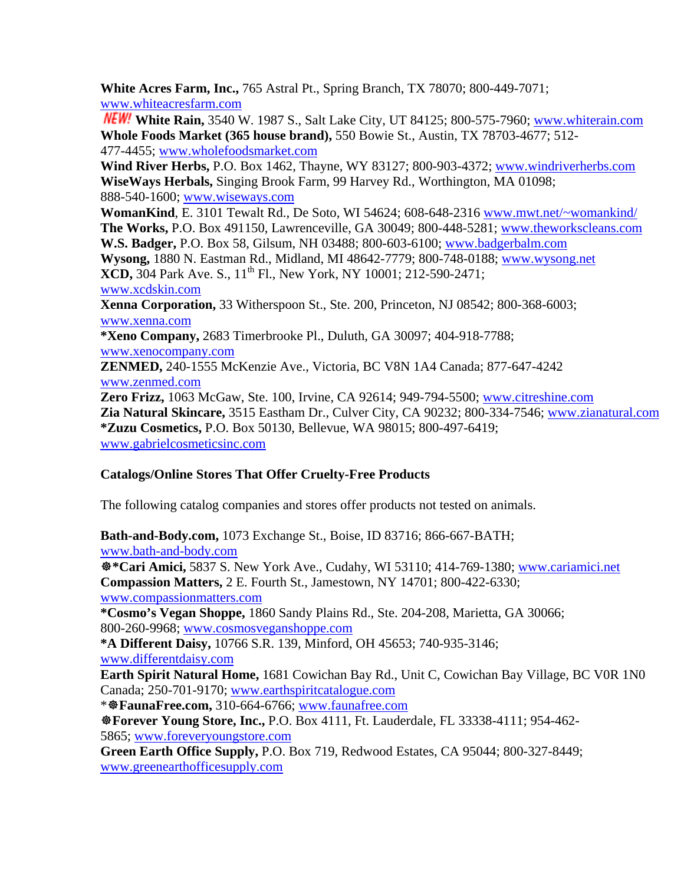**White Acres Farm, Inc.,** 765 Astral Pt., Spring Branch, TX 78070; 800-449-7071; www.whiteacresfarm.com

*NEW!* **White Rain,** 3540 W. 1987 S., Salt Lake City, UT 84125; 800-575-7960; www.whiterain.com

**Whole Foods Market (365 house brand),** 550 Bowie St., Austin, TX 78703-4677; 512-477-4455; www.wholefoodsmarket.com

**Wind River Herbs,** P.O. Box 1462, Thayne, WY 83127; 800-903-4372; www.windriverherbs.com

**WiseWays Herbals,** Singing Brook Farm, 99 Harvey Rd., Worthington, MA 01098; 888-540-1600; www.wiseways.com

**WomanKind**, E. 3101 Tewalt Rd., De Soto, WI 54624; 608-648-2316 www.mwt.net/~womankind/

**The Works,** P.O. Box 491150, Lawrenceville, GA 30049; 800-448-5281; www.theworkscleans.com

**W.S. Badger,** P.O. Box 58, Gilsum, NH 03488; 800-603-6100; www.badgerbalm.com

**Wysong,** 1880 N. Eastman Rd., Midland, MI 48642-7779; 800-748-0188; www.wysong.net

**XCD,** 304 Park Ave. S., 11th Fl., New York, NY 10001; 212-590-2471; www.xcdskin.com

**Xenna Corporation,** 33 Witherspoon St., Ste. 200, Princeton, NJ 08542; 800-368-6003; www.xenna.com

***Xeno Company,** 2683 Timerbrooke Pl., Duluth, GA 30097; 404-918-7788; www.xenocompany.com

**ZENMED,** 240-1555 McKenzie Ave., Victoria, BC V8N 1A4 Canada; 877-647-4242 www.zenmed.com

**Zero Frizz,** 1063 McGaw, Ste. 100, Irvine, CA 92614; 949-794-5500; www.citreshine.com

**Zia Natural Skincare,** 3515 Eastham Dr., Culver City, CA 90232; 800-334-7546; www.zianatural.com

***Zuzu Cosmetics,** P.O. Box 50130, Bellevue, WA 98015; 800-497-6419; www.gabrielcosmeticsinc.com

**Catalogs/Online Stores That Offer Cruelty-Free Products**

The following catalog companies and stores offer products not tested on animals.

**Bath-and-Body.com,** 1073 Exchange St., Boise, ID 83716; 866-667-BATH; www.bath-and-body.com

☸***Cari Amici,** 5837 S. New York Ave., Cudahy, WI 53110; 414-769-1380; www.cariamici.net

**Compassion Matters,** 2 E. Fourth St., Jamestown, NY 14701; 800-422-6330; www.compassionmatters.com

***Cosmo's Vegan Shoppe,** 1860 Sandy Plains Rd., Ste. 204-208, Marietta, GA 30066; 800-260-9968; www.cosmosveganshoppe.com

***A Different Daisy,** 10766 S.R. 139, Minford, OH 45653; 740-935-3146; www.differentdaisy.com

**Earth Spirit Natural Home,** 1681 Cowichan Bay Rd., Unit C, Cowichan Bay Village, BC V0R 1N0 Canada; 250-701-9170; www.earthspiritcatalogue.com

*☸**FaunaFree.com,** 310-664-6766; www.faunafree.com

☸**Forever Young Store, Inc.,** P.O. Box 4111, Ft. Lauderdale, FL 33338-4111; 954-462-5865; www.foreveryoungstore.com

**Green Earth Office Supply,** P.O. Box 719, Redwood Estates, CA 95044; 800-327-8449; www.greenearthofficesupply.com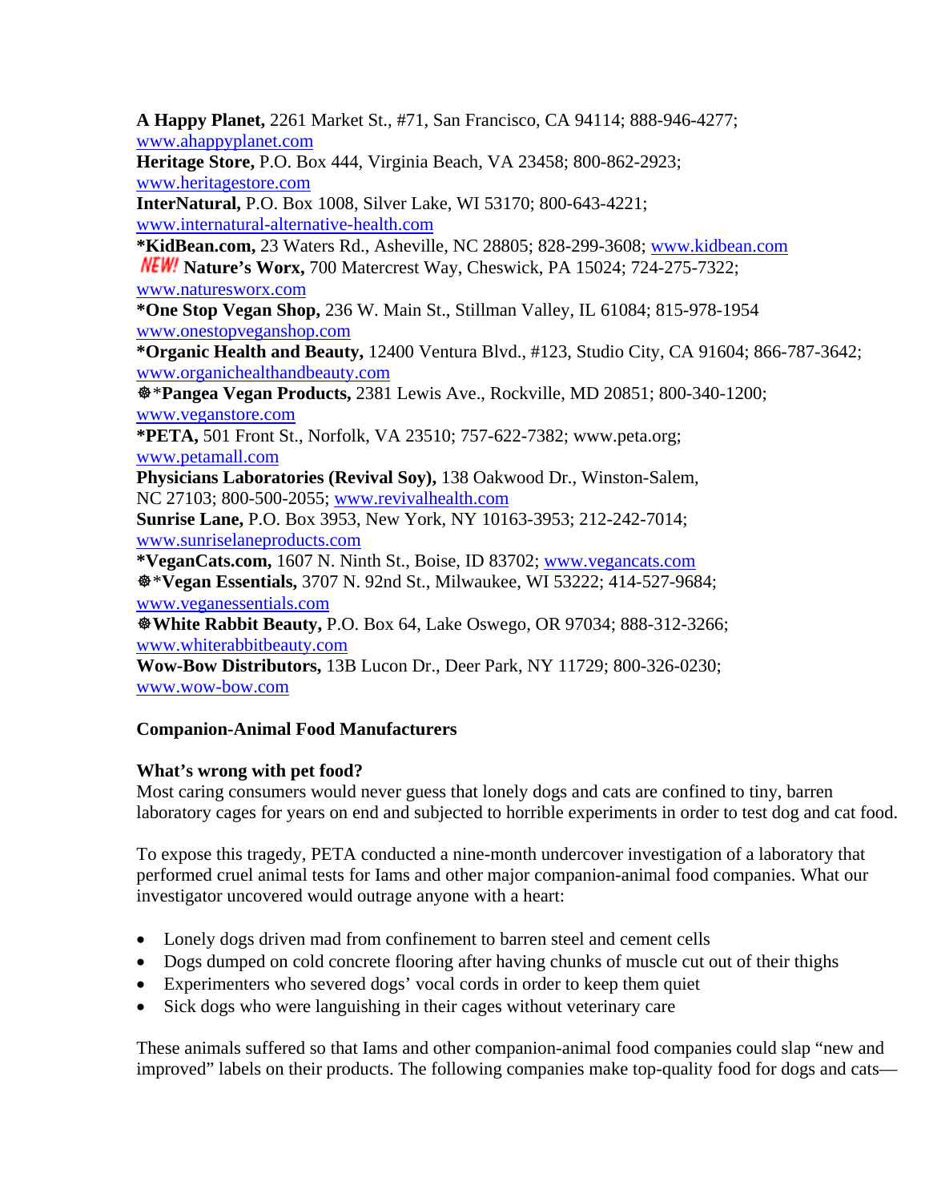**A Happy Planet,** 2261 Market St., #71, San Francisco, CA 94114; 888-946-4277; www.ahappyplanet.com

**Heritage Store,** P.O. Box 444, Virginia Beach, VA 23458; 800-862-2923; www.heritagestore.com

**InterNatural,** P.O. Box 1008, Silver Lake, WI 53170; 800-643-4221; www.internatural-alternative-health.com

***KidBean.com,** 23 Waters Rd., Asheville, NC 28805; 828-299-3608; www.kidbean.com

NEW! **Nature's Worx,** 700 Matercrest Way, Cheswick, PA 15024; 724-275-7322; www.naturesworx.com

***One Stop Vegan Shop,** 236 W. Main St., Stillman Valley, IL 61084; 815-978-1954 www.onestopveganshop.com

***Organic Health and Beauty,** 12400 Ventura Blvd., #123, Studio City, CA 91604; 866-787-3642; www.organichealthandbeauty.com

❁***Pangea Vegan Products,** 2381 Lewis Ave., Rockville, MD 20851; 800-340-1200; www.veganstore.com

***PETA,** 501 Front St., Norfolk, VA 23510; 757-622-7382; www.peta.org; www.petamall.com

**Physicians Laboratories (Revival Soy),** 138 Oakwood Dr., Winston-Salem, NC 27103; 800-500-2055; www.revivalhealth.com

**Sunrise Lane,** P.O. Box 3953, New York, NY 10163-3953; 212-242-7014; www.sunriselaneproducts.com

***VeganCats.com,** 1607 N. Ninth St., Boise, ID 83702; www.vegancats.com

❁***Vegan Essentials,** 3707 N. 92nd St., Milwaukee, WI 53222; 414-527-9684; www.veganessentials.com

❁**White Rabbit Beauty,** P.O. Box 64, Lake Oswego, OR 97034; 888-312-3266; www.whiterabbitbeauty.com

**Wow-Bow Distributors,** 13B Lucon Dr., Deer Park, NY 11729; 800-326-0230; www.wow-bow.com

**Companion-Animal Food Manufacturers**

**What's wrong with pet food?**

Most caring consumers would never guess that lonely dogs and cats are confined to tiny, barren laboratory cages for years on end and subjected to horrible experiments in order to test dog and cat food.

To expose this tragedy, PETA conducted a nine-month undercover investigation of a laboratory that performed cruel animal tests for Iams and other major companion-animal food companies. What our investigator uncovered would outrage anyone with a heart:

- Lonely dogs driven mad from confinement to barren steel and cement cells
- Dogs dumped on cold concrete flooring after having chunks of muscle cut out of their thighs
- Experimenters who severed dogs' vocal cords in order to keep them quiet
- Sick dogs who were languishing in their cages without veterinary care

These animals suffered so that Iams and other companion-animal food companies could slap "new and improved" labels on their products. The following companies make top-quality food for dogs and cats—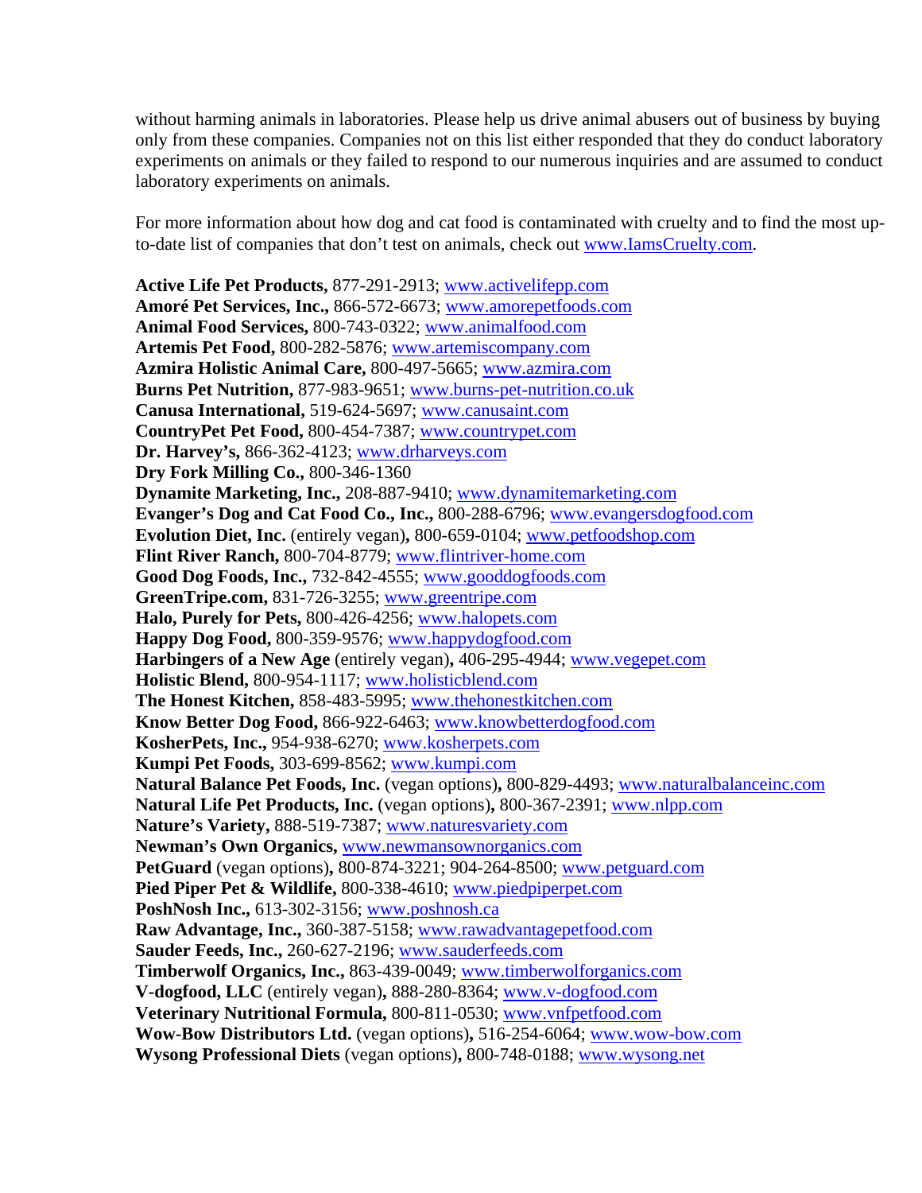without harming animals in laboratories. Please help us drive animal abusers out of business by buying only from these companies. Companies not on this list either responded that they do conduct laboratory experiments on animals or they failed to respond to our numerous inquiries and are assumed to conduct laboratory experiments on animals.

For more information about how dog and cat food is contaminated with cruelty and to find the most up-to-date list of companies that don't test on animals, check out www.IamsCruelty.com.

**Active Life Pet Products,** 877-291-2913; www.activelifepp.com
**Amoré Pet Services, Inc.,** 866-572-6673; www.amorepetfoods.com
**Animal Food Services,** 800-743-0322; www.animalfood.com
**Artemis Pet Food,** 800-282-5876; www.artemiscompany.com
**Azmira Holistic Animal Care,** 800-497-5665; www.azmira.com
**Burns Pet Nutrition,** 877-983-9651; www.burns-pet-nutrition.co.uk
**Canusa International,** 519-624-5697; www.canusaint.com
**CountryPet Pet Food,** 800-454-7387; www.countrypet.com
**Dr. Harvey's,** 866-362-4123; www.drharveys.com
**Dry Fork Milling Co.,** 800-346-1360
**Dynamite Marketing, Inc.,** 208-887-9410; www.dynamitemarketing.com
**Evanger's Dog and Cat Food Co., Inc.,** 800-288-6796; www.evangersdogfood.com
**Evolution Diet, Inc.** (entirely vegan)**,** 800-659-0104; www.petfoodshop.com
**Flint River Ranch,** 800-704-8779; www.flintriver-home.com
**Good Dog Foods, Inc.,** 732-842-4555; www.gooddogfoods.com
**GreenTripe.com,** 831-726-3255; www.greentripe.com
**Halo, Purely for Pets,** 800-426-4256; www.halopets.com
**Happy Dog Food,** 800-359-9576; www.happydogfood.com
**Harbingers of a New Age** (entirely vegan)**,** 406-295-4944; www.vegepet.com
**Holistic Blend,** 800-954-1117; www.holisticblend.com
**The Honest Kitchen,** 858-483-5995; www.thehonestkitchen.com
**Know Better Dog Food,** 866-922-6463; www.knowbetterdogfood.com
**KosherPets, Inc.,** 954-938-6270; www.kosherpets.com
**Kumpi Pet Foods,** 303-699-8562; www.kumpi.com
**Natural Balance Pet Foods, Inc.** (vegan options)**,** 800-829-4493; www.naturalbalanceinc.com
**Natural Life Pet Products, Inc.** (vegan options)**,** 800-367-2391; www.nlpp.com
**Nature's Variety,** 888-519-7387; www.naturesvariety.com
**Newman's Own Organics,** www.newmansownorganics.com
**PetGuard** (vegan options)**,** 800-874-3221; 904-264-8500; www.petguard.com
**Pied Piper Pet & Wildlife,** 800-338-4610; www.piedpiperpet.com
**PoshNosh Inc.,** 613-302-3156; www.poshnosh.ca
**Raw Advantage, Inc.,** 360-387-5158; www.rawadvantagepetfood.com
**Sauder Feeds, Inc.,** 260-627-2196; www.sauderfeeds.com
**Timberwolf Organics, Inc.,** 863-439-0049; www.timberwolforganics.com
**V-dogfood, LLC** (entirely vegan)**,** 888-280-8364; www.v-dogfood.com
**Veterinary Nutritional Formula,** 800-811-0530; www.vnfpetfood.com
**Wow-Bow Distributors Ltd.** (vegan options)**,** 516-254-6064; www.wow-bow.com
**Wysong Professional Diets** (vegan options)**,** 800-748-0188; www.wysong.net